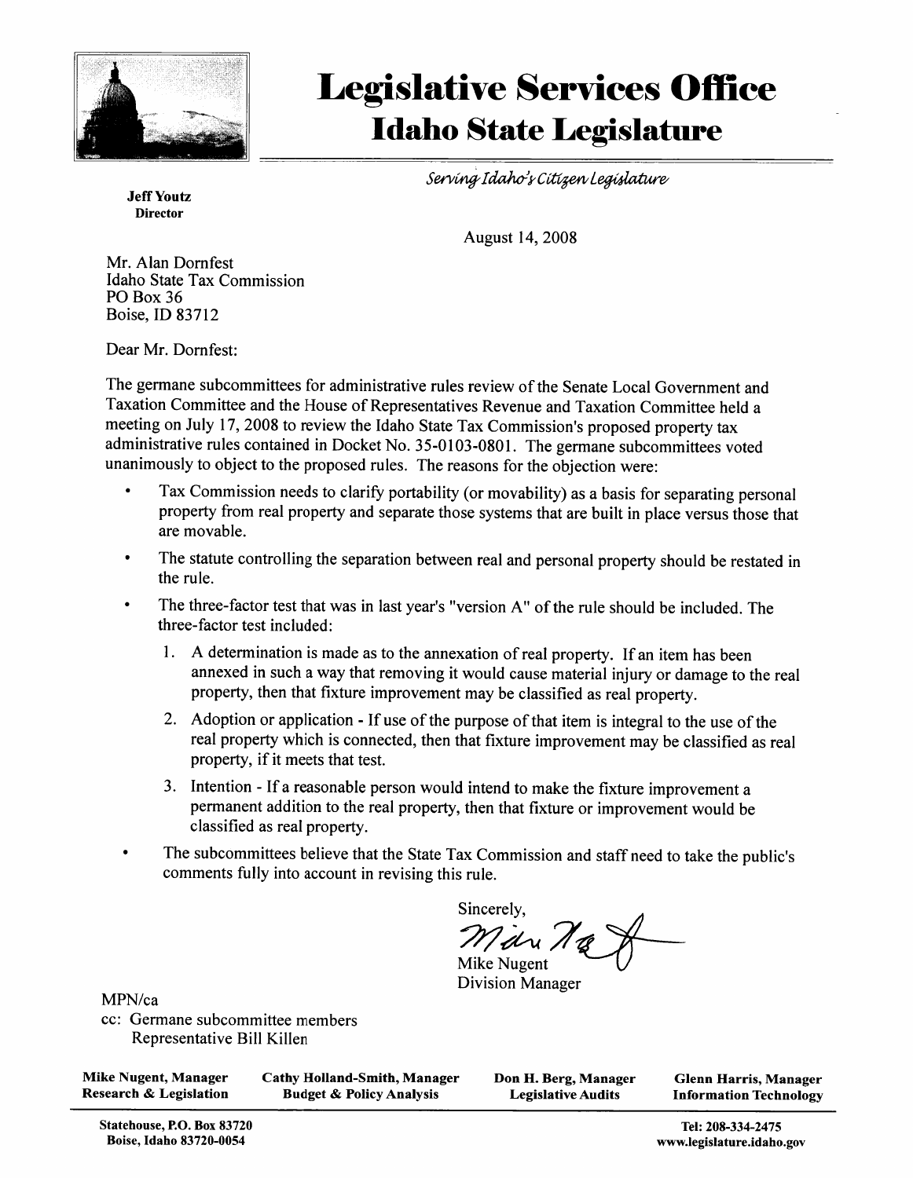# Legislative Services Office

## Idaho State Legislature

*Serving Idaho's Citizen Legislature*

**Jeff Youtz**
**Director**

August 14, 2008

Mr. Alan Dornfest
Idaho State Tax Commission
PO Box 36
Boise, ID 83712

Dear Mr. Dornfest:

The germane subcommittees for administrative rules review of the Senate Local Government and Taxation Committee and the House of Representatives Revenue and Taxation Committee held a meeting on July 17, 2008 to review the Idaho State Tax Commission's proposed property tax administrative rules contained in Docket No. 35-0103-0801. The germane subcommittees voted unanimously to object to the proposed rules. The reasons for the objection were:

- Tax Commission needs to clarify portability (or movability) as a basis for separating personal property from real property and separate those systems that are built in place versus those that are movable.
- The statute controlling the separation between real and personal property should be restated in the rule.
- The three-factor test that was in last year's "version A" of the rule should be included. The three-factor test included:
  1. A determination is made as to the annexation of real property. If an item has been annexed in such a way that removing it would cause material injury or damage to the real property, then that fixture improvement may be classified as real property.
  2. Adoption or application - If use of the purpose of that item is integral to the use of the real property which is connected, then that fixture improvement may be classified as real property, if it meets that test.
  3. Intention - If a reasonable person would intend to make the fixture improvement a permanent addition to the real property, then that fixture or improvement would be classified as real property.
- The subcommittees believe that the State Tax Commission and staff need to take the public's comments fully into account in revising this rule.

Sincerely,

Mike Nugent
Division Manager

MPN/ca

cc: Germane subcommittee members
Representative Bill Killen

| **Mike Nugent, Manager** | **Cathy Holland-Smith, Manager** | **Don H. Berg, Manager** | **Glenn Harris, Manager** |
|---|---|---|---|
| **Research & Legislation** | **Budget & Policy Analysis** | **Legislative Audits** | **Information Technology** |

**Statehouse, P.O. Box 83720**
**Boise, Idaho 83720-0054**

**Tel: 208-334-2475**
**www.legislature.idaho.gov**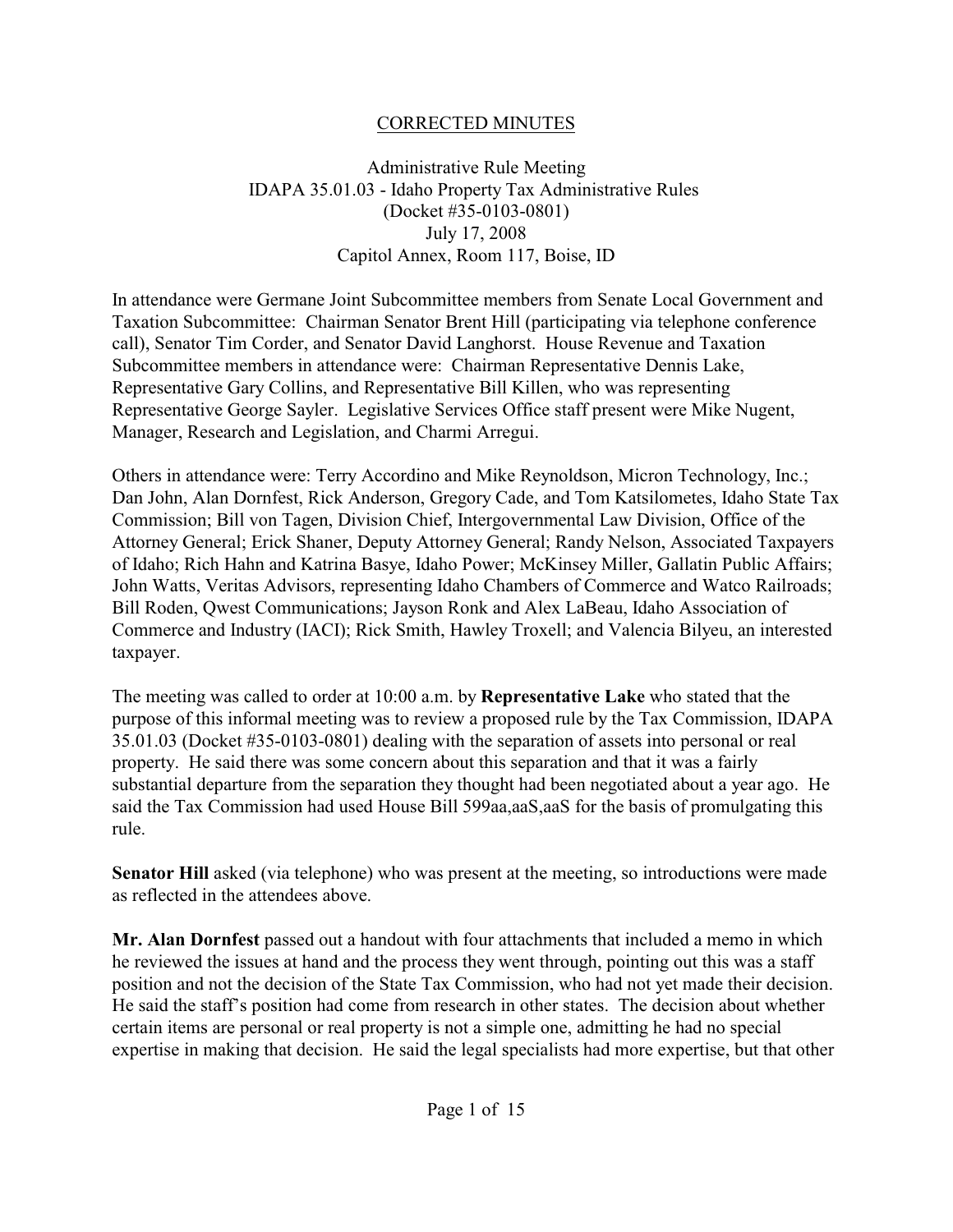CORRECTED MINUTES

Administrative Rule Meeting
IDAPA 35.01.03 - Idaho Property Tax Administrative Rules
(Docket #35-0103-0801)
July 17, 2008
Capitol Annex, Room 117, Boise, ID

In attendance were Germane Joint Subcommittee members from Senate Local Government and Taxation Subcommittee: Chairman Senator Brent Hill (participating via telephone conference call), Senator Tim Corder, and Senator David Langhorst. House Revenue and Taxation Subcommittee members in attendance were: Chairman Representative Dennis Lake, Representative Gary Collins, and Representative Bill Killen, who was representing Representative George Sayler. Legislative Services Office staff present were Mike Nugent, Manager, Research and Legislation, and Charmi Arregui.

Others in attendance were: Terry Accordino and Mike Reynoldson, Micron Technology, Inc.; Dan John, Alan Dornfest, Rick Anderson, Gregory Cade, and Tom Katsilometes, Idaho State Tax Commission; Bill von Tagen, Division Chief, Intergovernmental Law Division, Office of the Attorney General; Erick Shaner, Deputy Attorney General; Randy Nelson, Associated Taxpayers of Idaho; Rich Hahn and Katrina Basye, Idaho Power; McKinsey Miller, Gallatin Public Affairs; John Watts, Veritas Advisors, representing Idaho Chambers of Commerce and Watco Railroads; Bill Roden, Qwest Communications; Jayson Ronk and Alex LaBeau, Idaho Association of Commerce and Industry (IACI); Rick Smith, Hawley Troxell; and Valencia Bilyeu, an interested taxpayer.

The meeting was called to order at 10:00 a.m. by **Representative Lake** who stated that the purpose of this informal meeting was to review a proposed rule by the Tax Commission, IDAPA 35.01.03 (Docket #35-0103-0801) dealing with the separation of assets into personal or real property. He said there was some concern about this separation and that it was a fairly substantial departure from the separation they thought had been negotiated about a year ago. He said the Tax Commission had used House Bill 599aa,aaS,aaS for the basis of promulgating this rule.

**Senator Hill** asked (via telephone) who was present at the meeting, so introductions were made as reflected in the attendees above.

**Mr. Alan Dornfest** passed out a handout with four attachments that included a memo in which he reviewed the issues at hand and the process they went through, pointing out this was a staff position and not the decision of the State Tax Commission, who had not yet made their decision. He said the staff's position had come from research in other states. The decision about whether certain items are personal or real property is not a simple one, admitting he had no special expertise in making that decision. He said the legal specialists had more expertise, but that other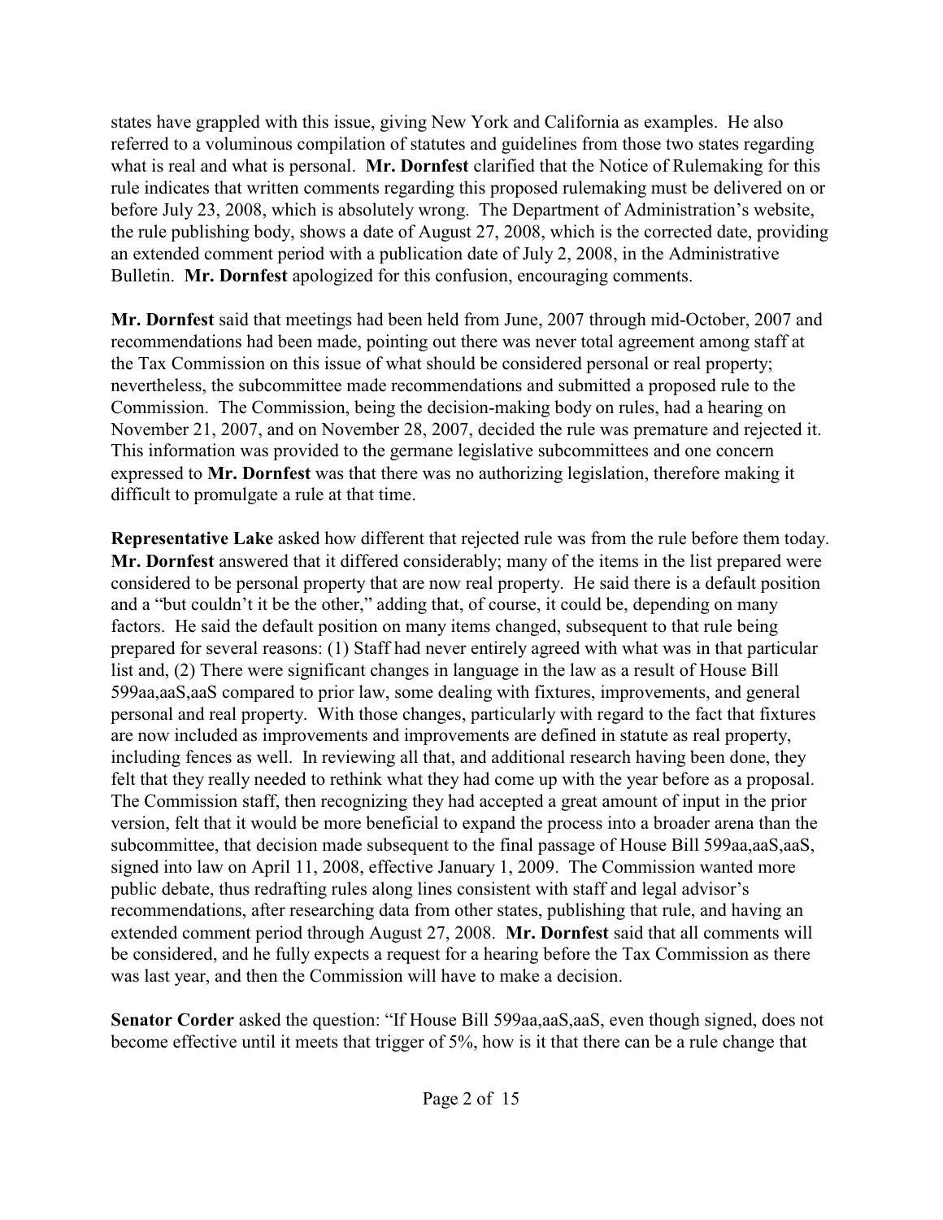states have grappled with this issue, giving New York and California as examples. He also referred to a voluminous compilation of statutes and guidelines from those two states regarding what is real and what is personal. **Mr. Dornfest** clarified that the Notice of Rulemaking for this rule indicates that written comments regarding this proposed rulemaking must be delivered on or before July 23, 2008, which is absolutely wrong. The Department of Administration's website, the rule publishing body, shows a date of August 27, 2008, which is the corrected date, providing an extended comment period with a publication date of July 2, 2008, in the Administrative Bulletin. **Mr. Dornfest** apologized for this confusion, encouraging comments.

**Mr. Dornfest** said that meetings had been held from June, 2007 through mid-October, 2007 and recommendations had been made, pointing out there was never total agreement among staff at the Tax Commission on this issue of what should be considered personal or real property; nevertheless, the subcommittee made recommendations and submitted a proposed rule to the Commission. The Commission, being the decision-making body on rules, had a hearing on November 21, 2007, and on November 28, 2007, decided the rule was premature and rejected it. This information was provided to the germane legislative subcommittees and one concern expressed to **Mr. Dornfest** was that there was no authorizing legislation, therefore making it difficult to promulgate a rule at that time.

**Representative Lake** asked how different that rejected rule was from the rule before them today. **Mr. Dornfest** answered that it differed considerably; many of the items in the list prepared were considered to be personal property that are now real property. He said there is a default position and a "but couldn't it be the other," adding that, of course, it could be, depending on many factors. He said the default position on many items changed, subsequent to that rule being prepared for several reasons: (1) Staff had never entirely agreed with what was in that particular list and, (2) There were significant changes in language in the law as a result of House Bill 599aa,aaS,aaS compared to prior law, some dealing with fixtures, improvements, and general personal and real property. With those changes, particularly with regard to the fact that fixtures are now included as improvements and improvements are defined in statute as real property, including fences as well. In reviewing all that, and additional research having been done, they felt that they really needed to rethink what they had come up with the year before as a proposal. The Commission staff, then recognizing they had accepted a great amount of input in the prior version, felt that it would be more beneficial to expand the process into a broader arena than the subcommittee, that decision made subsequent to the final passage of House Bill 599aa,aaS,aaS, signed into law on April 11, 2008, effective January 1, 2009. The Commission wanted more public debate, thus redrafting rules along lines consistent with staff and legal advisor's recommendations, after researching data from other states, publishing that rule, and having an extended comment period through August 27, 2008. **Mr. Dornfest** said that all comments will be considered, and he fully expects a request for a hearing before the Tax Commission as there was last year, and then the Commission will have to make a decision.

**Senator Corder** asked the question: "If House Bill 599aa,aaS,aaS, even though signed, does not become effective until it meets that trigger of 5%, how is it that there can be a rule change that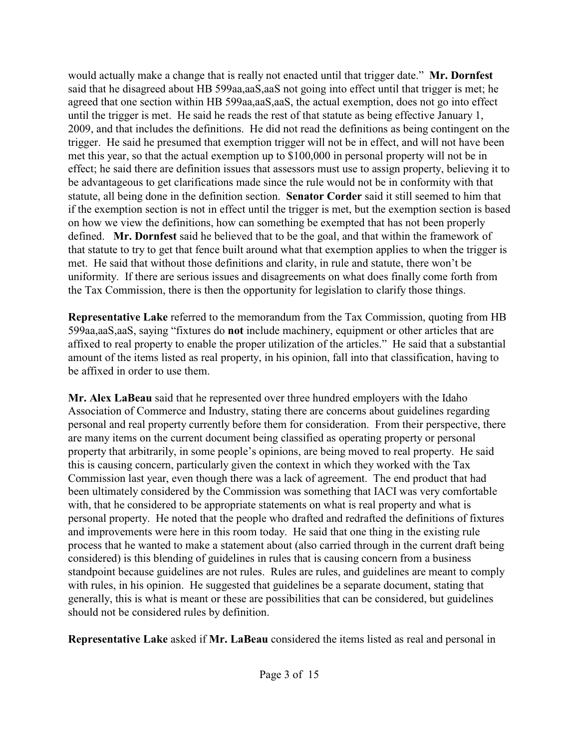would actually make a change that is really not enacted until that trigger date." **Mr. Dornfest** said that he disagreed about HB 599aa,aaS,aaS not going into effect until that trigger is met; he agreed that one section within HB 599aa,aaS,aaS, the actual exemption, does not go into effect until the trigger is met. He said he reads the rest of that statute as being effective January 1, 2009, and that includes the definitions. He did not read the definitions as being contingent on the trigger. He said he presumed that exemption trigger will not be in effect, and will not have been met this year, so that the actual exemption up to $100,000 in personal property will not be in effect; he said there are definition issues that assessors must use to assign property, believing it to be advantageous to get clarifications made since the rule would not be in conformity with that statute, all being done in the definition section. **Senator Corder** said it still seemed to him that if the exemption section is not in effect until the trigger is met, but the exemption section is based on how we view the definitions, how can something be exempted that has not been properly defined. **Mr. Dornfest** said he believed that to be the goal, and that within the framework of that statute to try to get that fence built around what that exemption applies to when the trigger is met. He said that without those definitions and clarity, in rule and statute, there won't be uniformity. If there are serious issues and disagreements on what does finally come forth from the Tax Commission, there is then the opportunity for legislation to clarify those things.

**Representative Lake** referred to the memorandum from the Tax Commission, quoting from HB 599aa,aaS,aaS, saying "fixtures do **not** include machinery, equipment or other articles that are affixed to real property to enable the proper utilization of the articles." He said that a substantial amount of the items listed as real property, in his opinion, fall into that classification, having to be affixed in order to use them.

**Mr. Alex LaBeau** said that he represented over three hundred employers with the Idaho Association of Commerce and Industry, stating there are concerns about guidelines regarding personal and real property currently before them for consideration. From their perspective, there are many items on the current document being classified as operating property or personal property that arbitrarily, in some people's opinions, are being moved to real property. He said this is causing concern, particularly given the context in which they worked with the Tax Commission last year, even though there was a lack of agreement. The end product that had been ultimately considered by the Commission was something that IACI was very comfortable with, that he considered to be appropriate statements on what is real property and what is personal property. He noted that the people who drafted and redrafted the definitions of fixtures and improvements were here in this room today. He said that one thing in the existing rule process that he wanted to make a statement about (also carried through in the current draft being considered) is this blending of guidelines in rules that is causing concern from a business standpoint because guidelines are not rules. Rules are rules, and guidelines are meant to comply with rules, in his opinion. He suggested that guidelines be a separate document, stating that generally, this is what is meant or these are possibilities that can be considered, but guidelines should not be considered rules by definition.

**Representative Lake** asked if **Mr. LaBeau** considered the items listed as real and personal in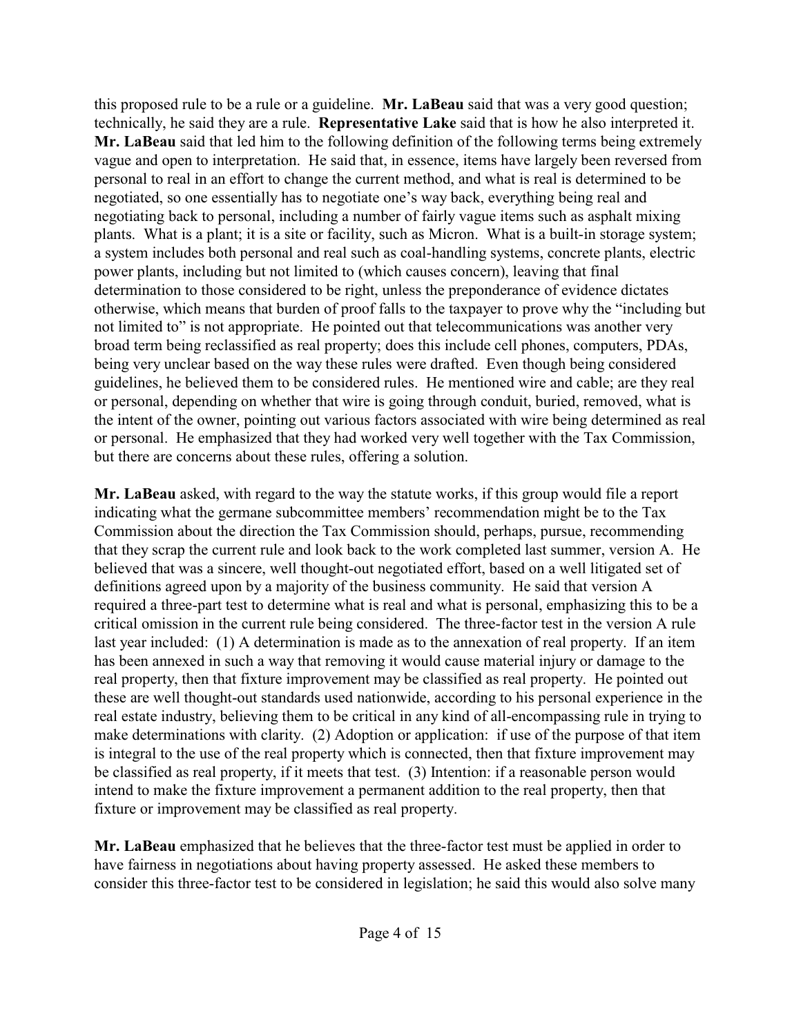this proposed rule to be a rule or a guideline. **Mr. LaBeau** said that was a very good question; technically, he said they are a rule. **Representative Lake** said that is how he also interpreted it. **Mr. LaBeau** said that led him to the following definition of the following terms being extremely vague and open to interpretation. He said that, in essence, items have largely been reversed from personal to real in an effort to change the current method, and what is real is determined to be negotiated, so one essentially has to negotiate one's way back, everything being real and negotiating back to personal, including a number of fairly vague items such as asphalt mixing plants. What is a plant; it is a site or facility, such as Micron. What is a built-in storage system; a system includes both personal and real such as coal-handling systems, concrete plants, electric power plants, including but not limited to (which causes concern), leaving that final determination to those considered to be right, unless the preponderance of evidence dictates otherwise, which means that burden of proof falls to the taxpayer to prove why the "including but not limited to" is not appropriate. He pointed out that telecommunications was another very broad term being reclassified as real property; does this include cell phones, computers, PDAs, being very unclear based on the way these rules were drafted. Even though being considered guidelines, he believed them to be considered rules. He mentioned wire and cable; are they real or personal, depending on whether that wire is going through conduit, buried, removed, what is the intent of the owner, pointing out various factors associated with wire being determined as real or personal. He emphasized that they had worked very well together with the Tax Commission, but there are concerns about these rules, offering a solution.

**Mr. LaBeau** asked, with regard to the way the statute works, if this group would file a report indicating what the germane subcommittee members' recommendation might be to the Tax Commission about the direction the Tax Commission should, perhaps, pursue, recommending that they scrap the current rule and look back to the work completed last summer, version A. He believed that was a sincere, well thought-out negotiated effort, based on a well litigated set of definitions agreed upon by a majority of the business community. He said that version A required a three-part test to determine what is real and what is personal, emphasizing this to be a critical omission in the current rule being considered. The three-factor test in the version A rule last year included: (1) A determination is made as to the annexation of real property. If an item has been annexed in such a way that removing it would cause material injury or damage to the real property, then that fixture improvement may be classified as real property. He pointed out these are well thought-out standards used nationwide, according to his personal experience in the real estate industry, believing them to be critical in any kind of all-encompassing rule in trying to make determinations with clarity. (2) Adoption or application: if use of the purpose of that item is integral to the use of the real property which is connected, then that fixture improvement may be classified as real property, if it meets that test. (3) Intention: if a reasonable person would intend to make the fixture improvement a permanent addition to the real property, then that fixture or improvement may be classified as real property.

**Mr. LaBeau** emphasized that he believes that the three-factor test must be applied in order to have fairness in negotiations about having property assessed. He asked these members to consider this three-factor test to be considered in legislation; he said this would also solve many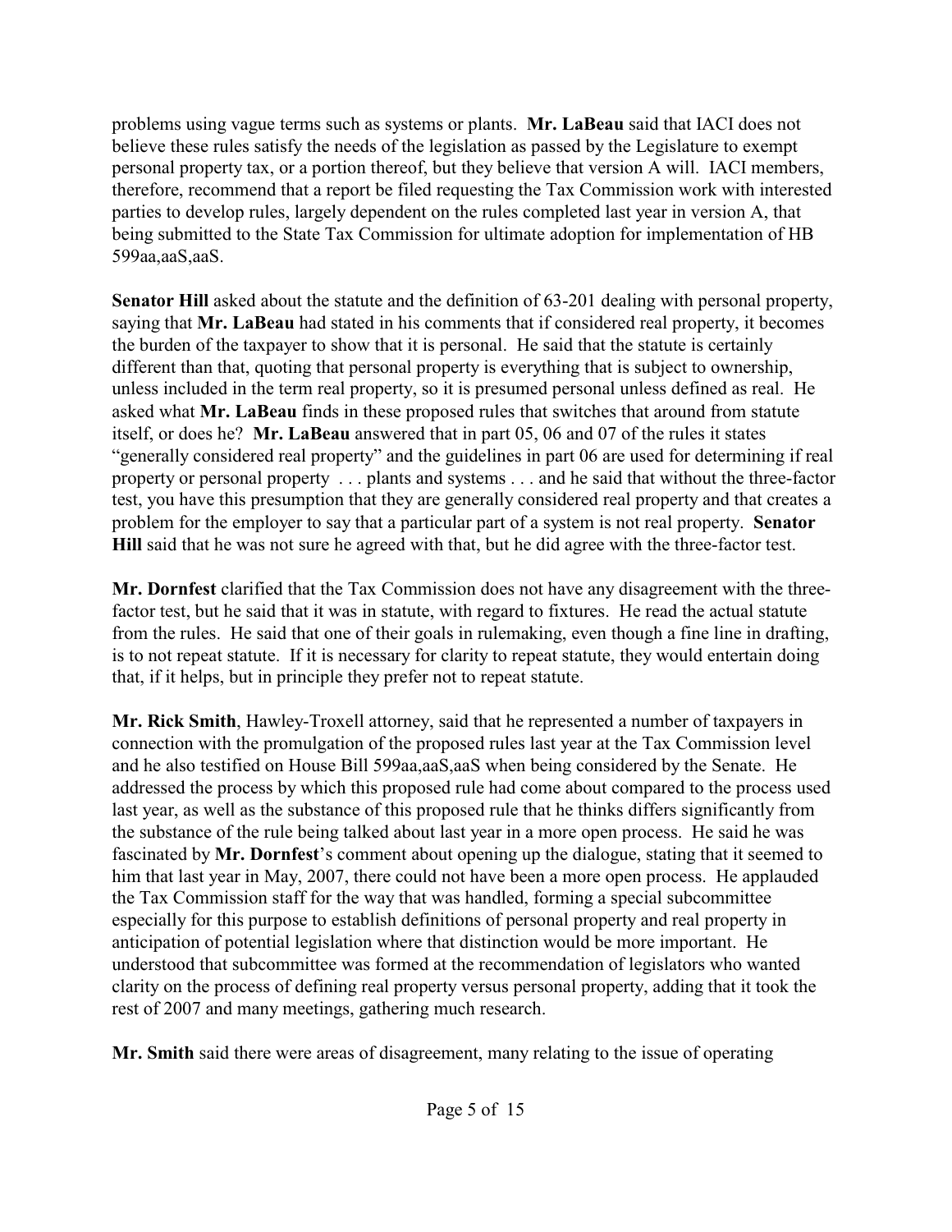problems using vague terms such as systems or plants. **Mr. LaBeau** said that IACI does not believe these rules satisfy the needs of the legislation as passed by the Legislature to exempt personal property tax, or a portion thereof, but they believe that version A will. IACI members, therefore, recommend that a report be filed requesting the Tax Commission work with interested parties to develop rules, largely dependent on the rules completed last year in version A, that being submitted to the State Tax Commission for ultimate adoption for implementation of HB 599aa,aaS,aaS.

**Senator Hill** asked about the statute and the definition of 63-201 dealing with personal property, saying that **Mr. LaBeau** had stated in his comments that if considered real property, it becomes the burden of the taxpayer to show that it is personal. He said that the statute is certainly different than that, quoting that personal property is everything that is subject to ownership, unless included in the term real property, so it is presumed personal unless defined as real. He asked what **Mr. LaBeau** finds in these proposed rules that switches that around from statute itself, or does he? **Mr. LaBeau** answered that in part 05, 06 and 07 of the rules it states "generally considered real property" and the guidelines in part 06 are used for determining if real property or personal property . . . plants and systems . . . and he said that without the three-factor test, you have this presumption that they are generally considered real property and that creates a problem for the employer to say that a particular part of a system is not real property. **Senator Hill** said that he was not sure he agreed with that, but he did agree with the three-factor test.

**Mr. Dornfest** clarified that the Tax Commission does not have any disagreement with the three-factor test, but he said that it was in statute, with regard to fixtures. He read the actual statute from the rules. He said that one of their goals in rulemaking, even though a fine line in drafting, is to not repeat statute. If it is necessary for clarity to repeat statute, they would entertain doing that, if it helps, but in principle they prefer not to repeat statute.

**Mr. Rick Smith**, Hawley-Troxell attorney, said that he represented a number of taxpayers in connection with the promulgation of the proposed rules last year at the Tax Commission level and he also testified on House Bill 599aa,aaS,aaS when being considered by the Senate. He addressed the process by which this proposed rule had come about compared to the process used last year, as well as the substance of this proposed rule that he thinks differs significantly from the substance of the rule being talked about last year in a more open process. He said he was fascinated by **Mr. Dornfest**'s comment about opening up the dialogue, stating that it seemed to him that last year in May, 2007, there could not have been a more open process. He applauded the Tax Commission staff for the way that was handled, forming a special subcommittee especially for this purpose to establish definitions of personal property and real property in anticipation of potential legislation where that distinction would be more important. He understood that subcommittee was formed at the recommendation of legislators who wanted clarity on the process of defining real property versus personal property, adding that it took the rest of 2007 and many meetings, gathering much research.

**Mr. Smith** said there were areas of disagreement, many relating to the issue of operating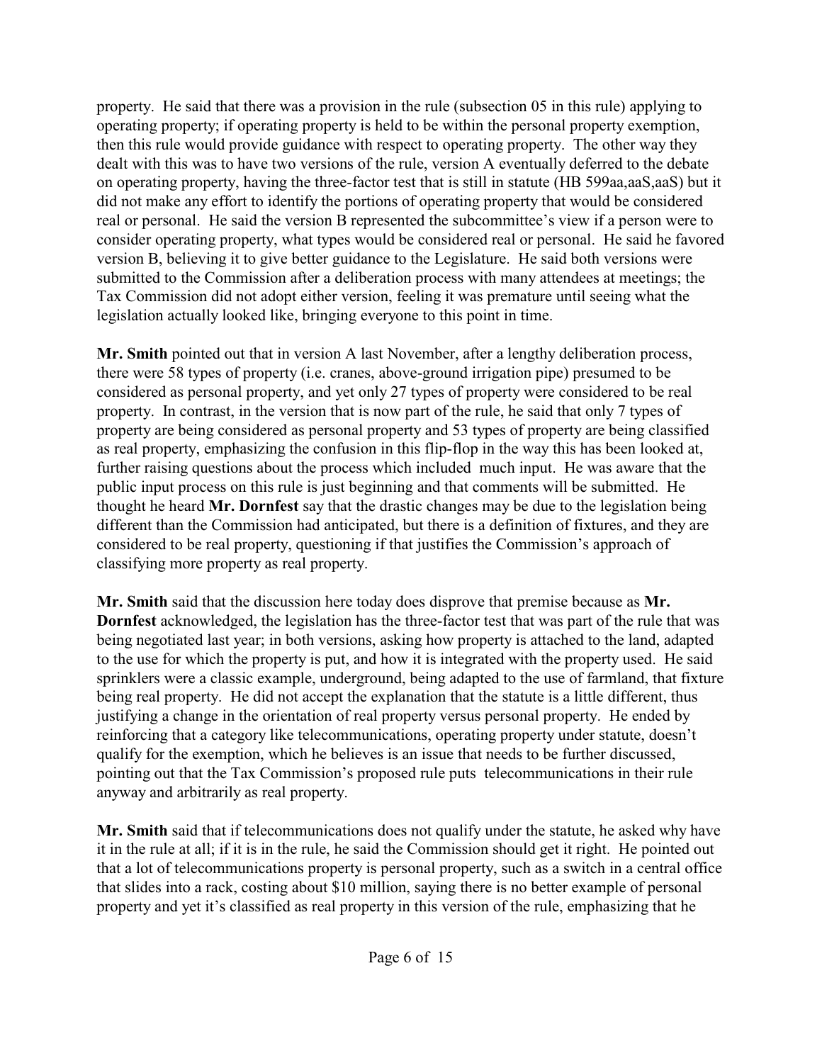property. He said that there was a provision in the rule (subsection 05 in this rule) applying to operating property; if operating property is held to be within the personal property exemption, then this rule would provide guidance with respect to operating property. The other way they dealt with this was to have two versions of the rule, version A eventually deferred to the debate on operating property, having the three-factor test that is still in statute (HB 599aa,aaS,aaS) but it did not make any effort to identify the portions of operating property that would be considered real or personal. He said the version B represented the subcommittee's view if a person were to consider operating property, what types would be considered real or personal. He said he favored version B, believing it to give better guidance to the Legislature. He said both versions were submitted to the Commission after a deliberation process with many attendees at meetings; the Tax Commission did not adopt either version, feeling it was premature until seeing what the legislation actually looked like, bringing everyone to this point in time.

**Mr. Smith** pointed out that in version A last November, after a lengthy deliberation process, there were 58 types of property (i.e. cranes, above-ground irrigation pipe) presumed to be considered as personal property, and yet only 27 types of property were considered to be real property. In contrast, in the version that is now part of the rule, he said that only 7 types of property are being considered as personal property and 53 types of property are being classified as real property, emphasizing the confusion in this flip-flop in the way this has been looked at, further raising questions about the process which included much input. He was aware that the public input process on this rule is just beginning and that comments will be submitted. He thought he heard **Mr. Dornfest** say that the drastic changes may be due to the legislation being different than the Commission had anticipated, but there is a definition of fixtures, and they are considered to be real property, questioning if that justifies the Commission's approach of classifying more property as real property.

**Mr. Smith** said that the discussion here today does disprove that premise because as **Mr. Dornfest** acknowledged, the legislation has the three-factor test that was part of the rule that was being negotiated last year; in both versions, asking how property is attached to the land, adapted to the use for which the property is put, and how it is integrated with the property used. He said sprinklers were a classic example, underground, being adapted to the use of farmland, that fixture being real property. He did not accept the explanation that the statute is a little different, thus justifying a change in the orientation of real property versus personal property. He ended by reinforcing that a category like telecommunications, operating property under statute, doesn't qualify for the exemption, which he believes is an issue that needs to be further discussed, pointing out that the Tax Commission's proposed rule puts telecommunications in their rule anyway and arbitrarily as real property.

**Mr. Smith** said that if telecommunications does not qualify under the statute, he asked why have it in the rule at all; if it is in the rule, he said the Commission should get it right. He pointed out that a lot of telecommunications property is personal property, such as a switch in a central office that slides into a rack, costing about $10 million, saying there is no better example of personal property and yet it's classified as real property in this version of the rule, emphasizing that he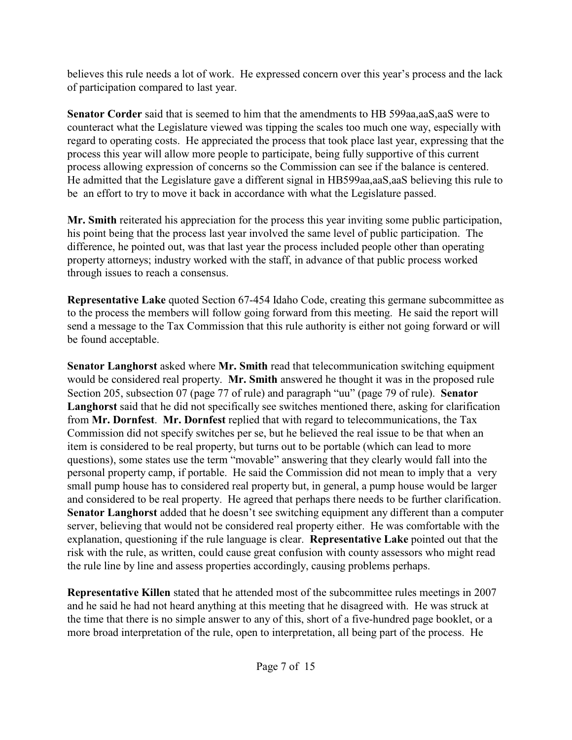believes this rule needs a lot of work. He expressed concern over this year's process and the lack of participation compared to last year.

**Senator Corder** said that is seemed to him that the amendments to HB 599aa,aaS,aaS were to counteract what the Legislature viewed was tipping the scales too much one way, especially with regard to operating costs. He appreciated the process that took place last year, expressing that the process this year will allow more people to participate, being fully supportive of this current process allowing expression of concerns so the Commission can see if the balance is centered. He admitted that the Legislature gave a different signal in HB599aa,aaS,aaS believing this rule to be an effort to try to move it back in accordance with what the Legislature passed.

**Mr. Smith** reiterated his appreciation for the process this year inviting some public participation, his point being that the process last year involved the same level of public participation. The difference, he pointed out, was that last year the process included people other than operating property attorneys; industry worked with the staff, in advance of that public process worked through issues to reach a consensus.

**Representative Lake** quoted Section 67-454 Idaho Code, creating this germane subcommittee as to the process the members will follow going forward from this meeting. He said the report will send a message to the Tax Commission that this rule authority is either not going forward or will be found acceptable.

**Senator Langhorst** asked where **Mr. Smith** read that telecommunication switching equipment would be considered real property. **Mr. Smith** answered he thought it was in the proposed rule Section 205, subsection 07 (page 77 of rule) and paragraph "uu" (page 79 of rule). **Senator Langhorst** said that he did not specifically see switches mentioned there, asking for clarification from **Mr. Dornfest**. **Mr. Dornfest** replied that with regard to telecommunications, the Tax Commission did not specify switches per se, but he believed the real issue to be that when an item is considered to be real property, but turns out to be portable (which can lead to more questions), some states use the term "movable" answering that they clearly would fall into the personal property camp, if portable. He said the Commission did not mean to imply that a very small pump house has to considered real property but, in general, a pump house would be larger and considered to be real property. He agreed that perhaps there needs to be further clarification. **Senator Langhorst** added that he doesn't see switching equipment any different than a computer server, believing that would not be considered real property either. He was comfortable with the explanation, questioning if the rule language is clear. **Representative Lake** pointed out that the risk with the rule, as written, could cause great confusion with county assessors who might read the rule line by line and assess properties accordingly, causing problems perhaps.

**Representative Killen** stated that he attended most of the subcommittee rules meetings in 2007 and he said he had not heard anything at this meeting that he disagreed with. He was struck at the time that there is no simple answer to any of this, short of a five-hundred page booklet, or a more broad interpretation of the rule, open to interpretation, all being part of the process. He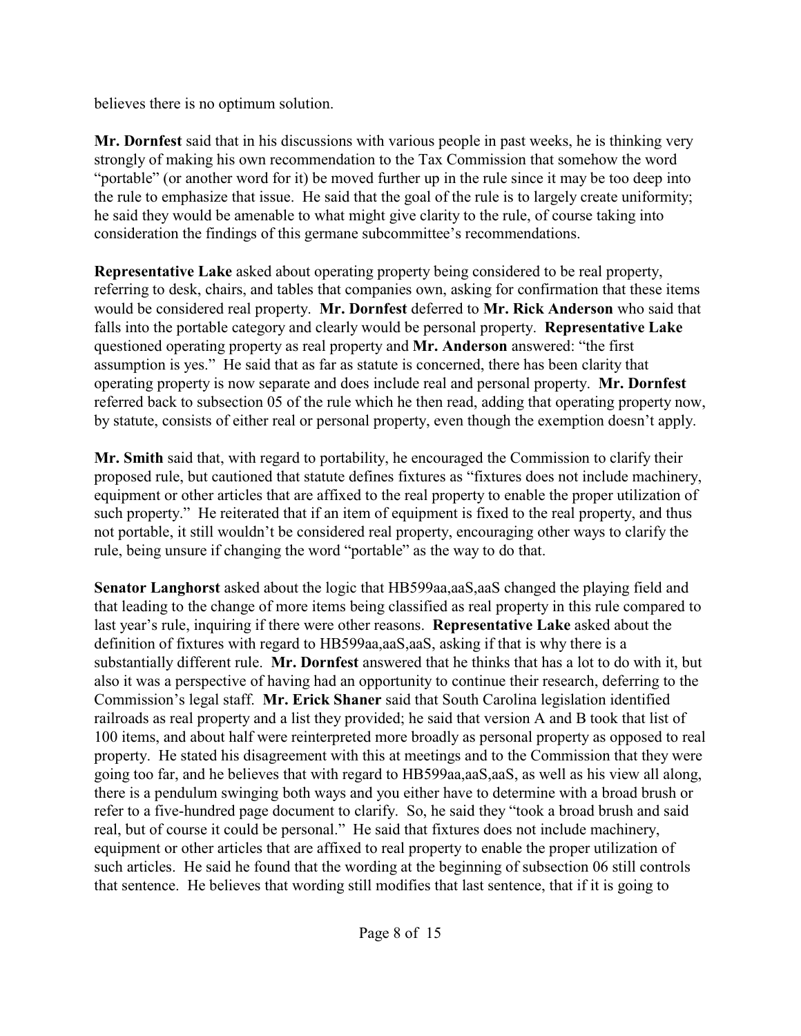believes there is no optimum solution.

**Mr. Dornfest** said that in his discussions with various people in past weeks, he is thinking very strongly of making his own recommendation to the Tax Commission that somehow the word "portable" (or another word for it) be moved further up in the rule since it may be too deep into the rule to emphasize that issue. He said that the goal of the rule is to largely create uniformity; he said they would be amenable to what might give clarity to the rule, of course taking into consideration the findings of this germane subcommittee's recommendations.

**Representative Lake** asked about operating property being considered to be real property, referring to desk, chairs, and tables that companies own, asking for confirmation that these items would be considered real property. **Mr. Dornfest** deferred to **Mr. Rick Anderson** who said that falls into the portable category and clearly would be personal property. **Representative Lake** questioned operating property as real property and **Mr. Anderson** answered: "the first assumption is yes." He said that as far as statute is concerned, there has been clarity that operating property is now separate and does include real and personal property. **Mr. Dornfest** referred back to subsection 05 of the rule which he then read, adding that operating property now, by statute, consists of either real or personal property, even though the exemption doesn't apply.

**Mr. Smith** said that, with regard to portability, he encouraged the Commission to clarify their proposed rule, but cautioned that statute defines fixtures as "fixtures does not include machinery, equipment or other articles that are affixed to the real property to enable the proper utilization of such property." He reiterated that if an item of equipment is fixed to the real property, and thus not portable, it still wouldn't be considered real property, encouraging other ways to clarify the rule, being unsure if changing the word "portable" as the way to do that.

**Senator Langhorst** asked about the logic that HB599aa,aaS,aaS changed the playing field and that leading to the change of more items being classified as real property in this rule compared to last year's rule, inquiring if there were other reasons. **Representative Lake** asked about the definition of fixtures with regard to HB599aa,aaS,aaS, asking if that is why there is a substantially different rule. **Mr. Dornfest** answered that he thinks that has a lot to do with it, but also it was a perspective of having had an opportunity to continue their research, deferring to the Commission's legal staff. **Mr. Erick Shaner** said that South Carolina legislation identified railroads as real property and a list they provided; he said that version A and B took that list of 100 items, and about half were reinterpreted more broadly as personal property as opposed to real property. He stated his disagreement with this at meetings and to the Commission that they were going too far, and he believes that with regard to HB599aa,aaS,aaS, as well as his view all along, there is a pendulum swinging both ways and you either have to determine with a broad brush or refer to a five-hundred page document to clarify. So, he said they "took a broad brush and said real, but of course it could be personal." He said that fixtures does not include machinery, equipment or other articles that are affixed to real property to enable the proper utilization of such articles. He said he found that the wording at the beginning of subsection 06 still controls that sentence. He believes that wording still modifies that last sentence, that if it is going to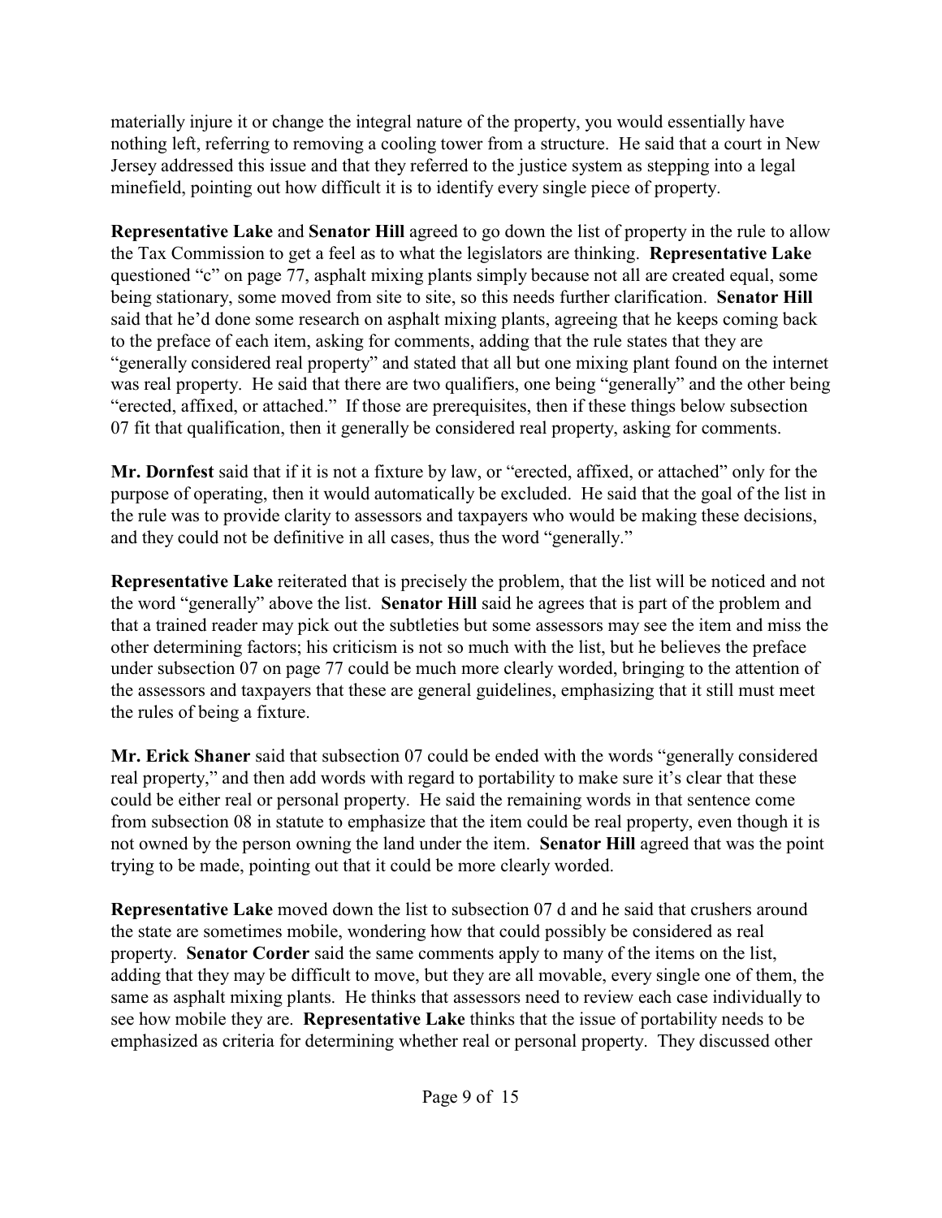materially injure it or change the integral nature of the property, you would essentially have nothing left, referring to removing a cooling tower from a structure. He said that a court in New Jersey addressed this issue and that they referred to the justice system as stepping into a legal minefield, pointing out how difficult it is to identify every single piece of property.

**Representative Lake** and **Senator Hill** agreed to go down the list of property in the rule to allow the Tax Commission to get a feel as to what the legislators are thinking. **Representative Lake** questioned "c" on page 77, asphalt mixing plants simply because not all are created equal, some being stationary, some moved from site to site, so this needs further clarification. **Senator Hill** said that he'd done some research on asphalt mixing plants, agreeing that he keeps coming back to the preface of each item, asking for comments, adding that the rule states that they are "generally considered real property" and stated that all but one mixing plant found on the internet was real property. He said that there are two qualifiers, one being "generally" and the other being "erected, affixed, or attached." If those are prerequisites, then if these things below subsection 07 fit that qualification, then it generally be considered real property, asking for comments.

**Mr. Dornfest** said that if it is not a fixture by law, or "erected, affixed, or attached" only for the purpose of operating, then it would automatically be excluded. He said that the goal of the list in the rule was to provide clarity to assessors and taxpayers who would be making these decisions, and they could not be definitive in all cases, thus the word "generally."

**Representative Lake** reiterated that is precisely the problem, that the list will be noticed and not the word "generally" above the list. **Senator Hill** said he agrees that is part of the problem and that a trained reader may pick out the subtleties but some assessors may see the item and miss the other determining factors; his criticism is not so much with the list, but he believes the preface under subsection 07 on page 77 could be much more clearly worded, bringing to the attention of the assessors and taxpayers that these are general guidelines, emphasizing that it still must meet the rules of being a fixture.

**Mr. Erick Shaner** said that subsection 07 could be ended with the words "generally considered real property," and then add words with regard to portability to make sure it's clear that these could be either real or personal property. He said the remaining words in that sentence come from subsection 08 in statute to emphasize that the item could be real property, even though it is not owned by the person owning the land under the item. **Senator Hill** agreed that was the point trying to be made, pointing out that it could be more clearly worded.

**Representative Lake** moved down the list to subsection 07 d and he said that crushers around the state are sometimes mobile, wondering how that could possibly be considered as real property. **Senator Corder** said the same comments apply to many of the items on the list, adding that they may be difficult to move, but they are all movable, every single one of them, the same as asphalt mixing plants. He thinks that assessors need to review each case individually to see how mobile they are. **Representative Lake** thinks that the issue of portability needs to be emphasized as criteria for determining whether real or personal property. They discussed other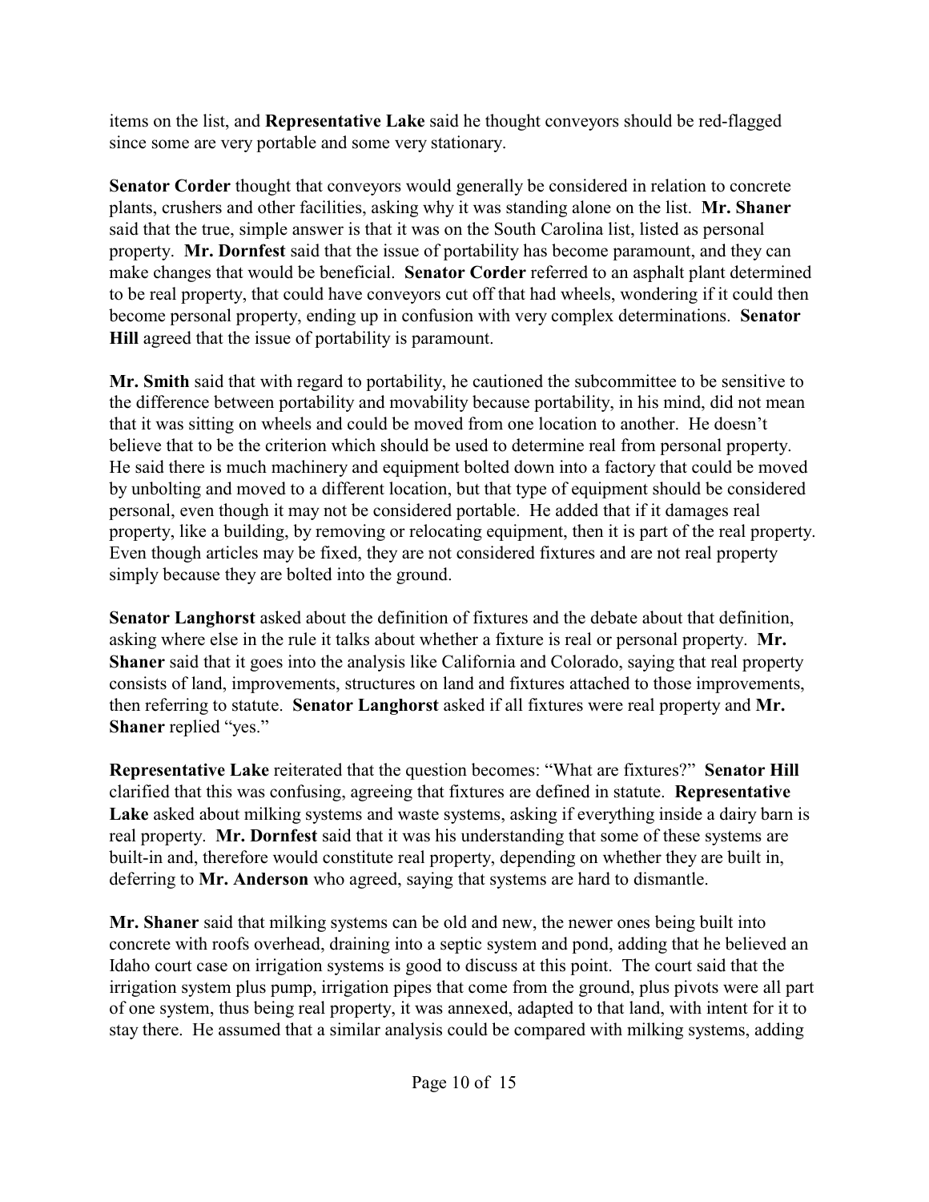items on the list, and **Representative Lake** said he thought conveyors should be red-flagged since some are very portable and some very stationary.

**Senator Corder** thought that conveyors would generally be considered in relation to concrete plants, crushers and other facilities, asking why it was standing alone on the list. **Mr. Shaner** said that the true, simple answer is that it was on the South Carolina list, listed as personal property. **Mr. Dornfest** said that the issue of portability has become paramount, and they can make changes that would be beneficial. **Senator Corder** referred to an asphalt plant determined to be real property, that could have conveyors cut off that had wheels, wondering if it could then become personal property, ending up in confusion with very complex determinations. **Senator Hill** agreed that the issue of portability is paramount.

**Mr. Smith** said that with regard to portability, he cautioned the subcommittee to be sensitive to the difference between portability and movability because portability, in his mind, did not mean that it was sitting on wheels and could be moved from one location to another. He doesn't believe that to be the criterion which should be used to determine real from personal property. He said there is much machinery and equipment bolted down into a factory that could be moved by unbolting and moved to a different location, but that type of equipment should be considered personal, even though it may not be considered portable. He added that if it damages real property, like a building, by removing or relocating equipment, then it is part of the real property. Even though articles may be fixed, they are not considered fixtures and are not real property simply because they are bolted into the ground.

**Senator Langhorst** asked about the definition of fixtures and the debate about that definition, asking where else in the rule it talks about whether a fixture is real or personal property. **Mr. Shaner** said that it goes into the analysis like California and Colorado, saying that real property consists of land, improvements, structures on land and fixtures attached to those improvements, then referring to statute. **Senator Langhorst** asked if all fixtures were real property and **Mr. Shaner** replied "yes."

**Representative Lake** reiterated that the question becomes: "What are fixtures?" **Senator Hill** clarified that this was confusing, agreeing that fixtures are defined in statute. **Representative Lake** asked about milking systems and waste systems, asking if everything inside a dairy barn is real property. **Mr. Dornfest** said that it was his understanding that some of these systems are built-in and, therefore would constitute real property, depending on whether they are built in, deferring to **Mr. Anderson** who agreed, saying that systems are hard to dismantle.

**Mr. Shaner** said that milking systems can be old and new, the newer ones being built into concrete with roofs overhead, draining into a septic system and pond, adding that he believed an Idaho court case on irrigation systems is good to discuss at this point. The court said that the irrigation system plus pump, irrigation pipes that come from the ground, plus pivots were all part of one system, thus being real property, it was annexed, adapted to that land, with intent for it to stay there. He assumed that a similar analysis could be compared with milking systems, adding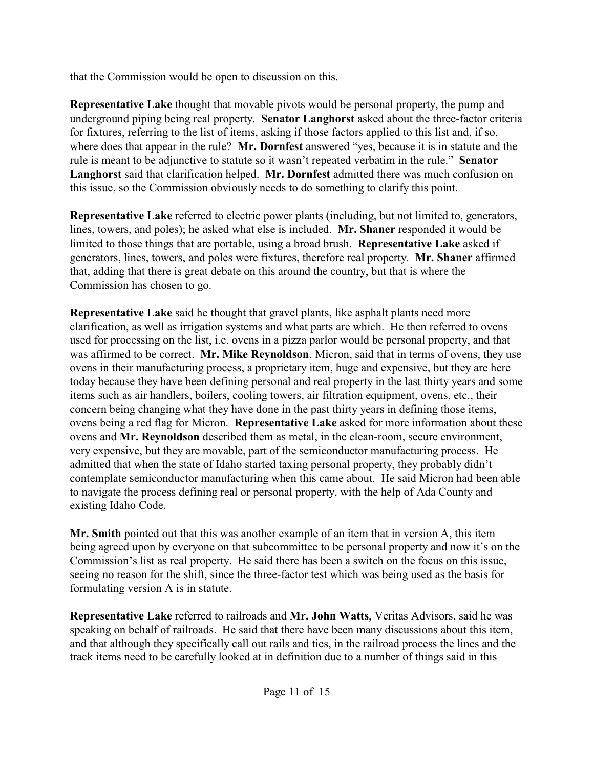that the Commission would be open to discussion on this.

**Representative Lake** thought that movable pivots would be personal property, the pump and underground piping being real property. **Senator Langhorst** asked about the three-factor criteria for fixtures, referring to the list of items, asking if those factors applied to this list and, if so, where does that appear in the rule? **Mr. Dornfest** answered "yes, because it is in statute and the rule is meant to be adjunctive to statute so it wasn't repeated verbatim in the rule." **Senator Langhorst** said that clarification helped. **Mr. Dornfest** admitted there was much confusion on this issue, so the Commission obviously needs to do something to clarify this point.

**Representative Lake** referred to electric power plants (including, but not limited to, generators, lines, towers, and poles); he asked what else is included. **Mr. Shaner** responded it would be limited to those things that are portable, using a broad brush. **Representative Lake** asked if generators, lines, towers, and poles were fixtures, therefore real property. **Mr. Shaner** affirmed that, adding that there is great debate on this around the country, but that is where the Commission has chosen to go.

**Representative Lake** said he thought that gravel plants, like asphalt plants need more clarification, as well as irrigation systems and what parts are which. He then referred to ovens used for processing on the list, i.e. ovens in a pizza parlor would be personal property, and that was affirmed to be correct. **Mr. Mike Reynoldson**, Micron, said that in terms of ovens, they use ovens in their manufacturing process, a proprietary item, huge and expensive, but they are here today because they have been defining personal and real property in the last thirty years and some items such as air handlers, boilers, cooling towers, air filtration equipment, ovens, etc., their concern being changing what they have done in the past thirty years in defining those items, ovens being a red flag for Micron. **Representative Lake** asked for more information about these ovens and **Mr. Reynoldson** described them as metal, in the clean-room, secure environment, very expensive, but they are movable, part of the semiconductor manufacturing process. He admitted that when the state of Idaho started taxing personal property, they probably didn't contemplate semiconductor manufacturing when this came about. He said Micron had been able to navigate the process defining real or personal property, with the help of Ada County and existing Idaho Code.

**Mr. Smith** pointed out that this was another example of an item that in version A, this item being agreed upon by everyone on that subcommittee to be personal property and now it's on the Commission's list as real property. He said there has been a switch on the focus on this issue, seeing no reason for the shift, since the three-factor test which was being used as the basis for formulating version A is in statute.

**Representative Lake** referred to railroads and **Mr. John Watts**, Veritas Advisors, said he was speaking on behalf of railroads. He said that there have been many discussions about this item, and that although they specifically call out rails and ties, in the railroad process the lines and the track items need to be carefully looked at in definition due to a number of things said in this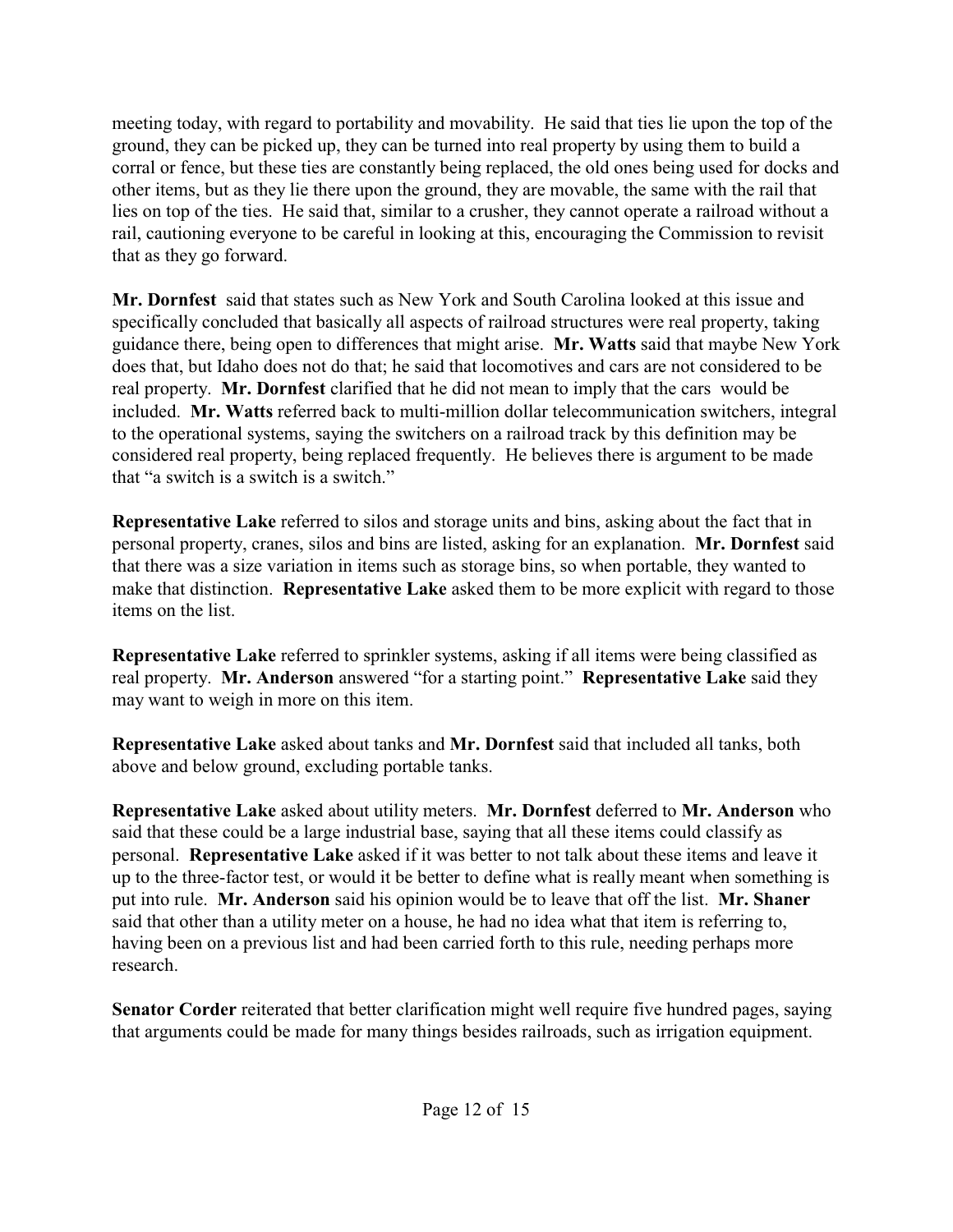meeting today, with regard to portability and movability. He said that ties lie upon the top of the ground, they can be picked up, they can be turned into real property by using them to build a corral or fence, but these ties are constantly being replaced, the old ones being used for docks and other items, but as they lie there upon the ground, they are movable, the same with the rail that lies on top of the ties. He said that, similar to a crusher, they cannot operate a railroad without a rail, cautioning everyone to be careful in looking at this, encouraging the Commission to revisit that as they go forward.

**Mr. Dornfest** said that states such as New York and South Carolina looked at this issue and specifically concluded that basically all aspects of railroad structures were real property, taking guidance there, being open to differences that might arise. **Mr. Watts** said that maybe New York does that, but Idaho does not do that; he said that locomotives and cars are not considered to be real property. **Mr. Dornfest** clarified that he did not mean to imply that the cars would be included. **Mr. Watts** referred back to multi-million dollar telecommunication switchers, integral to the operational systems, saying the switchers on a railroad track by this definition may be considered real property, being replaced frequently. He believes there is argument to be made that "a switch is a switch is a switch."

**Representative Lake** referred to silos and storage units and bins, asking about the fact that in personal property, cranes, silos and bins are listed, asking for an explanation. **Mr. Dornfest** said that there was a size variation in items such as storage bins, so when portable, they wanted to make that distinction. **Representative Lake** asked them to be more explicit with regard to those items on the list.

**Representative Lake** referred to sprinkler systems, asking if all items were being classified as real property. **Mr. Anderson** answered "for a starting point." **Representative Lake** said they may want to weigh in more on this item.

**Representative Lake** asked about tanks and **Mr. Dornfest** said that included all tanks, both above and below ground, excluding portable tanks.

**Representative Lake** asked about utility meters. **Mr. Dornfest** deferred to **Mr. Anderson** who said that these could be a large industrial base, saying that all these items could classify as personal. **Representative Lake** asked if it was better to not talk about these items and leave it up to the three-factor test, or would it be better to define what is really meant when something is put into rule. **Mr. Anderson** said his opinion would be to leave that off the list. **Mr. Shaner** said that other than a utility meter on a house, he had no idea what that item is referring to, having been on a previous list and had been carried forth to this rule, needing perhaps more research.

**Senator Corder** reiterated that better clarification might well require five hundred pages, saying that arguments could be made for many things besides railroads, such as irrigation equipment.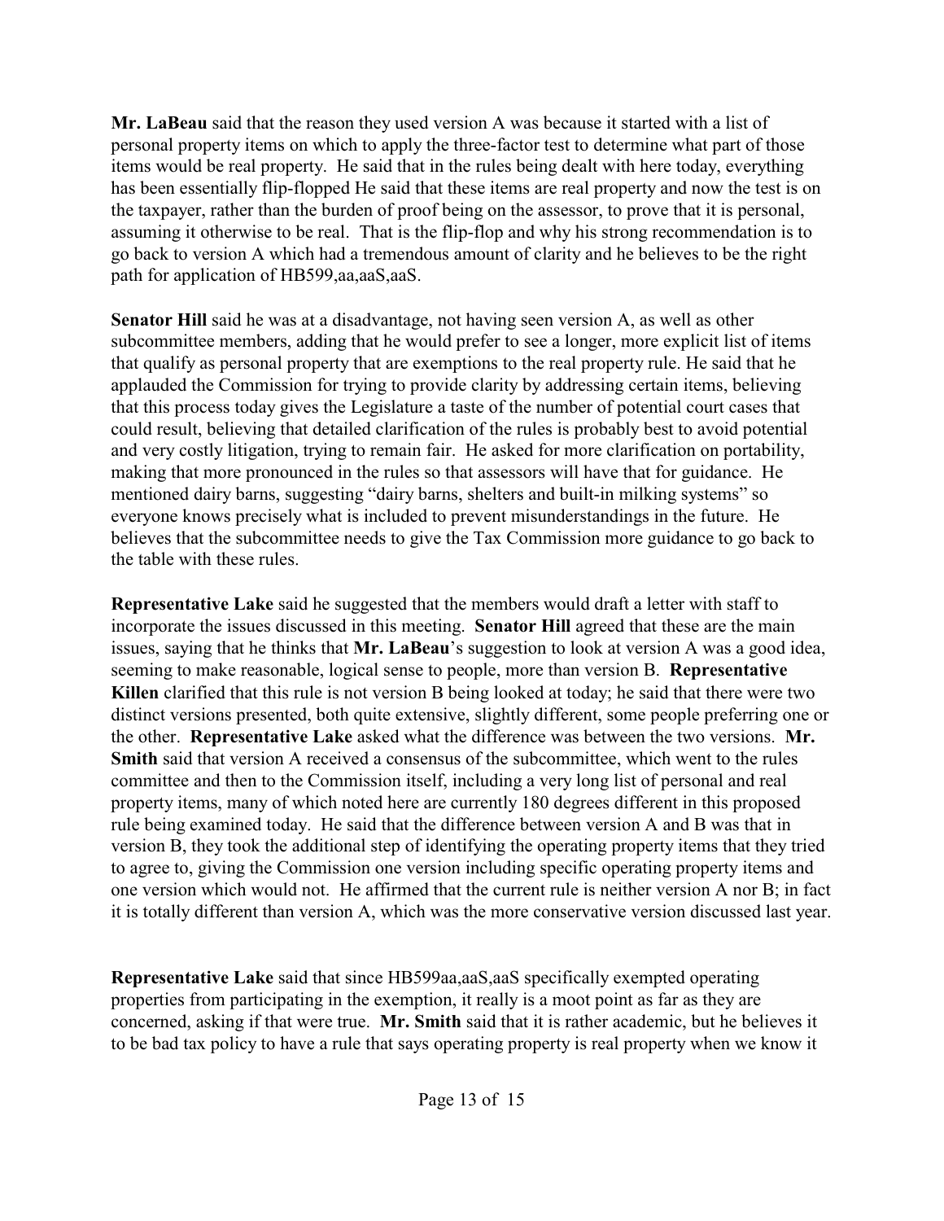**Mr. LaBeau** said that the reason they used version A was because it started with a list of personal property items on which to apply the three-factor test to determine what part of those items would be real property. He said that in the rules being dealt with here today, everything has been essentially flip-flopped He said that these items are real property and now the test is on the taxpayer, rather than the burden of proof being on the assessor, to prove that it is personal, assuming it otherwise to be real. That is the flip-flop and why his strong recommendation is to go back to version A which had a tremendous amount of clarity and he believes to be the right path for application of HB599,aa,aaS,aaS.

**Senator Hill** said he was at a disadvantage, not having seen version A, as well as other subcommittee members, adding that he would prefer to see a longer, more explicit list of items that qualify as personal property that are exemptions to the real property rule. He said that he applauded the Commission for trying to provide clarity by addressing certain items, believing that this process today gives the Legislature a taste of the number of potential court cases that could result, believing that detailed clarification of the rules is probably best to avoid potential and very costly litigation, trying to remain fair. He asked for more clarification on portability, making that more pronounced in the rules so that assessors will have that for guidance. He mentioned dairy barns, suggesting "dairy barns, shelters and built-in milking systems" so everyone knows precisely what is included to prevent misunderstandings in the future. He believes that the subcommittee needs to give the Tax Commission more guidance to go back to the table with these rules.

**Representative Lake** said he suggested that the members would draft a letter with staff to incorporate the issues discussed in this meeting. **Senator Hill** agreed that these are the main issues, saying that he thinks that **Mr. LaBeau**'s suggestion to look at version A was a good idea, seeming to make reasonable, logical sense to people, more than version B. **Representative Killen** clarified that this rule is not version B being looked at today; he said that there were two distinct versions presented, both quite extensive, slightly different, some people preferring one or the other. **Representative Lake** asked what the difference was between the two versions. **Mr. Smith** said that version A received a consensus of the subcommittee, which went to the rules committee and then to the Commission itself, including a very long list of personal and real property items, many of which noted here are currently 180 degrees different in this proposed rule being examined today. He said that the difference between version A and B was that in version B, they took the additional step of identifying the operating property items that they tried to agree to, giving the Commission one version including specific operating property items and one version which would not. He affirmed that the current rule is neither version A nor B; in fact it is totally different than version A, which was the more conservative version discussed last year.

**Representative Lake** said that since HB599aa,aaS,aaS specifically exempted operating properties from participating in the exemption, it really is a moot point as far as they are concerned, asking if that were true. **Mr. Smith** said that it is rather academic, but he believes it to be bad tax policy to have a rule that says operating property is real property when we know it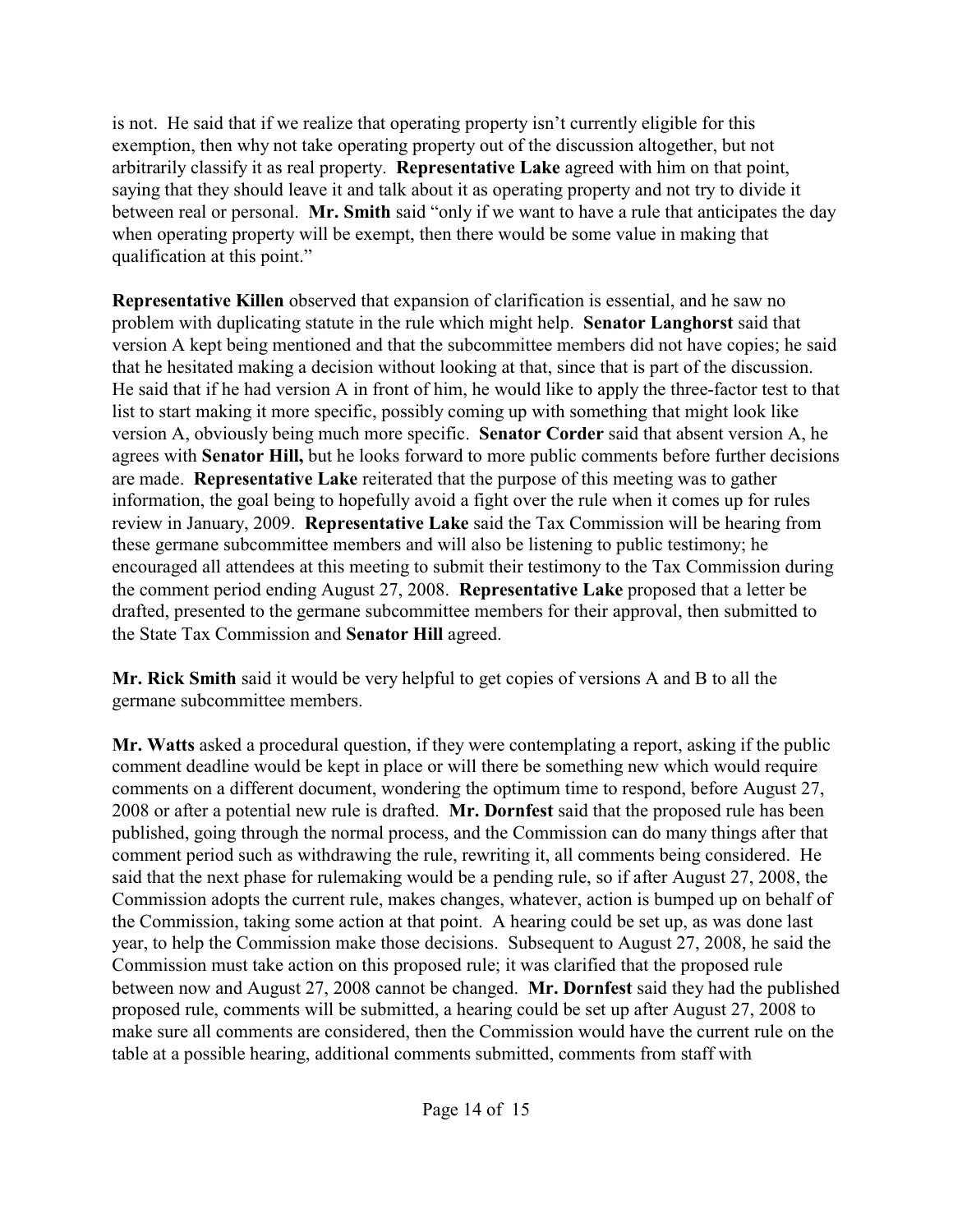is not. He said that if we realize that operating property isn't currently eligible for this exemption, then why not take operating property out of the discussion altogether, but not arbitrarily classify it as real property. **Representative Lake** agreed with him on that point, saying that they should leave it and talk about it as operating property and not try to divide it between real or personal. **Mr. Smith** said "only if we want to have a rule that anticipates the day when operating property will be exempt, then there would be some value in making that qualification at this point."

**Representative Killen** observed that expansion of clarification is essential, and he saw no problem with duplicating statute in the rule which might help. **Senator Langhorst** said that version A kept being mentioned and that the subcommittee members did not have copies; he said that he hesitated making a decision without looking at that, since that is part of the discussion. He said that if he had version A in front of him, he would like to apply the three-factor test to that list to start making it more specific, possibly coming up with something that might look like version A, obviously being much more specific. **Senator Corder** said that absent version A, he agrees with **Senator Hill,** but he looks forward to more public comments before further decisions are made. **Representative Lake** reiterated that the purpose of this meeting was to gather information, the goal being to hopefully avoid a fight over the rule when it comes up for rules review in January, 2009. **Representative Lake** said the Tax Commission will be hearing from these germane subcommittee members and will also be listening to public testimony; he encouraged all attendees at this meeting to submit their testimony to the Tax Commission during the comment period ending August 27, 2008. **Representative Lake** proposed that a letter be drafted, presented to the germane subcommittee members for their approval, then submitted to the State Tax Commission and **Senator Hill** agreed.

**Mr. Rick Smith** said it would be very helpful to get copies of versions A and B to all the germane subcommittee members.

**Mr. Watts** asked a procedural question, if they were contemplating a report, asking if the public comment deadline would be kept in place or will there be something new which would require comments on a different document, wondering the optimum time to respond, before August 27, 2008 or after a potential new rule is drafted. **Mr. Dornfest** said that the proposed rule has been published, going through the normal process, and the Commission can do many things after that comment period such as withdrawing the rule, rewriting it, all comments being considered. He said that the next phase for rulemaking would be a pending rule, so if after August 27, 2008, the Commission adopts the current rule, makes changes, whatever, action is bumped up on behalf of the Commission, taking some action at that point. A hearing could be set up, as was done last year, to help the Commission make those decisions. Subsequent to August 27, 2008, he said the Commission must take action on this proposed rule; it was clarified that the proposed rule between now and August 27, 2008 cannot be changed. **Mr. Dornfest** said they had the published proposed rule, comments will be submitted, a hearing could be set up after August 27, 2008 to make sure all comments are considered, then the Commission would have the current rule on the table at a possible hearing, additional comments submitted, comments from staff with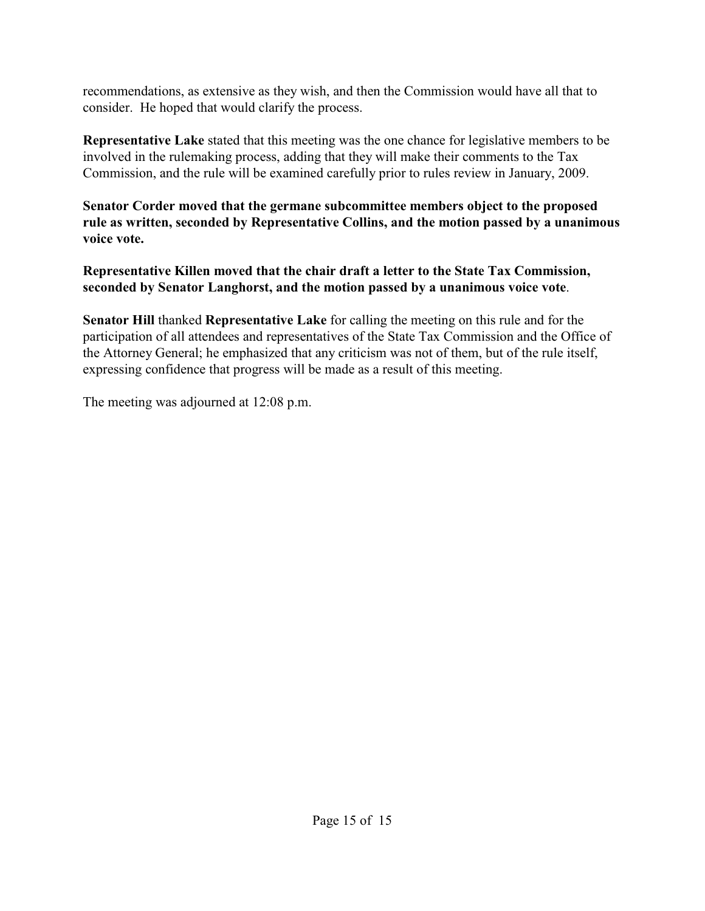recommendations, as extensive as they wish, and then the Commission would have all that to consider. He hoped that would clarify the process.

**Representative Lake** stated that this meeting was the one chance for legislative members to be involved in the rulemaking process, adding that they will make their comments to the Tax Commission, and the rule will be examined carefully prior to rules review in January, 2009.

**Senator Corder moved that the germane subcommittee members object to the proposed rule as written, seconded by Representative Collins, and the motion passed by a unanimous voice vote.**

**Representative Killen moved that the chair draft a letter to the State Tax Commission, seconded by Senator Langhorst, and the motion passed by a unanimous voice vote**.

**Senator Hill** thanked **Representative Lake** for calling the meeting on this rule and for the participation of all attendees and representatives of the State Tax Commission and the Office of the Attorney General; he emphasized that any criticism was not of them, but of the rule itself, expressing confidence that progress will be made as a result of this meeting.

The meeting was adjourned at 12:08 p.m.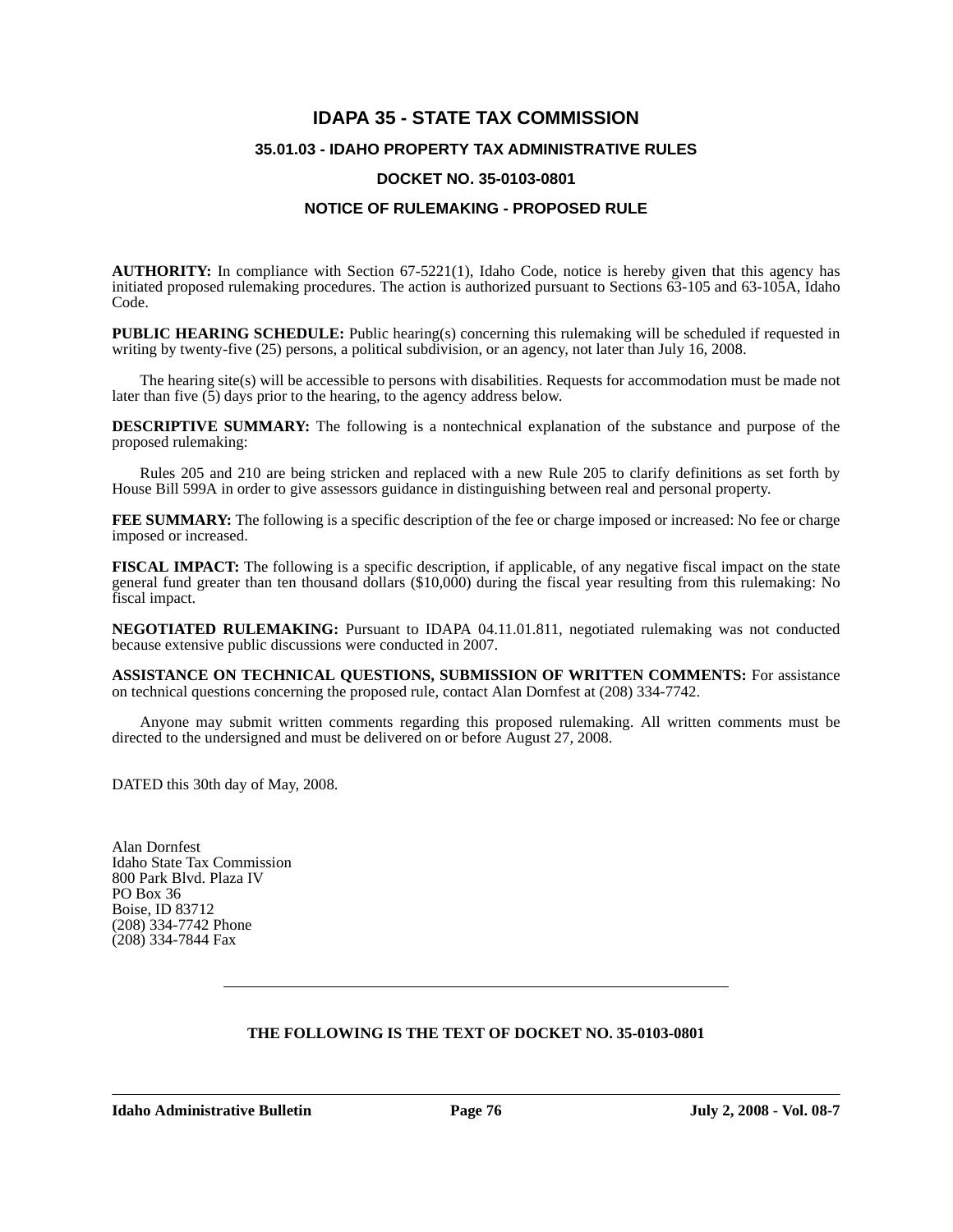# IDAPA 35 - STATE TAX COMMISSION

## 35.01.03 - IDAHO PROPERTY TAX ADMINISTRATIVE RULES

## DOCKET NO. 35-0103-0801

## NOTICE OF RULEMAKING - PROPOSED RULE

**AUTHORITY:** In compliance with Section 67-5221(1), Idaho Code, notice is hereby given that this agency has initiated proposed rulemaking procedures. The action is authorized pursuant to Sections 63-105 and 63-105A, Idaho Code.

**PUBLIC HEARING SCHEDULE:** Public hearing(s) concerning this rulemaking will be scheduled if requested in writing by twenty-five (25) persons, a political subdivision, or an agency, not later than July 16, 2008.

The hearing site(s) will be accessible to persons with disabilities. Requests for accommodation must be made not later than five (5) days prior to the hearing, to the agency address below.

**DESCRIPTIVE SUMMARY:** The following is a nontechnical explanation of the substance and purpose of the proposed rulemaking:

Rules 205 and 210 are being stricken and replaced with a new Rule 205 to clarify definitions as set forth by House Bill 599A in order to give assessors guidance in distinguishing between real and personal property.

**FEE SUMMARY:** The following is a specific description of the fee or charge imposed or increased: No fee or charge imposed or increased.

**FISCAL IMPACT:** The following is a specific description, if applicable, of any negative fiscal impact on the state general fund greater than ten thousand dollars ($10,000) during the fiscal year resulting from this rulemaking: No fiscal impact.

**NEGOTIATED RULEMAKING:** Pursuant to IDAPA 04.11.01.811, negotiated rulemaking was not conducted because extensive public discussions were conducted in 2007.

**ASSISTANCE ON TECHNICAL QUESTIONS, SUBMISSION OF WRITTEN COMMENTS:** For assistance on technical questions concerning the proposed rule, contact Alan Dornfest at (208) 334-7742.

Anyone may submit written comments regarding this proposed rulemaking. All written comments must be directed to the undersigned and must be delivered on or before August 27, 2008.

DATED this 30th day of May, 2008.

Alan Dornfest  
Idaho State Tax Commission  
800 Park Blvd. Plaza IV  
PO Box 36  
Boise, ID 83712  
(208) 334-7742 Phone  
(208) 334-7844 Fax

---

**THE FOLLOWING IS THE TEXT OF DOCKET NO. 35-0103-0801**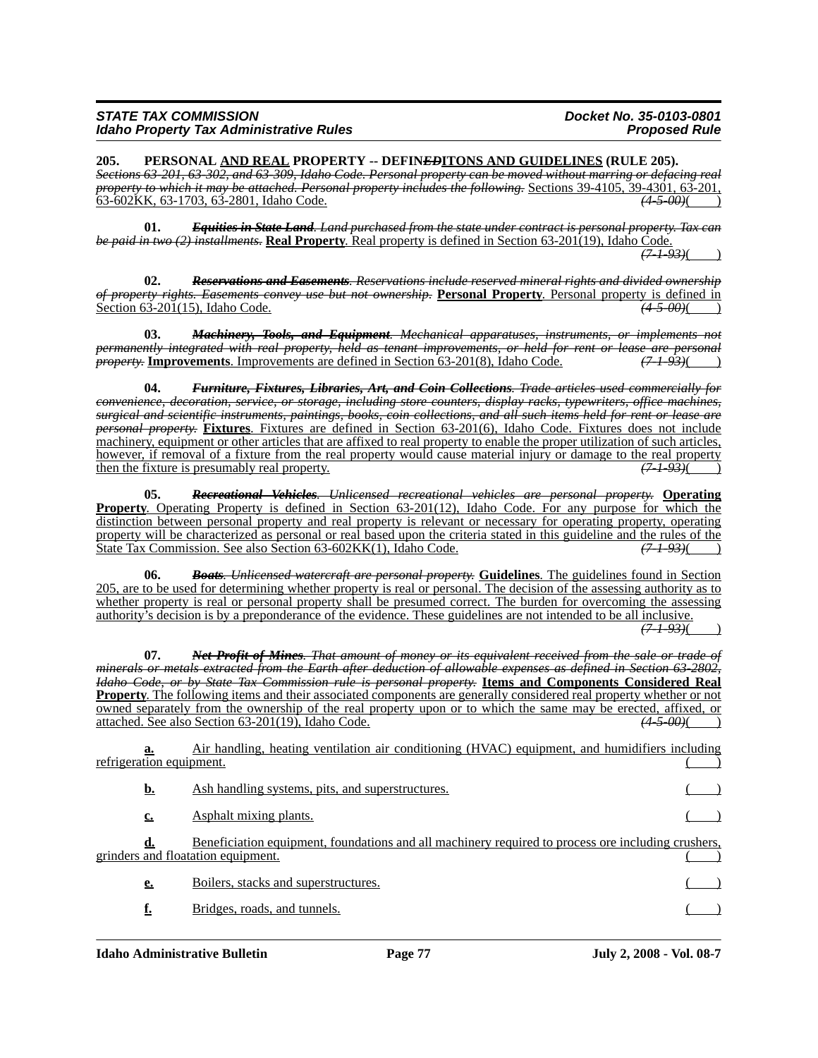**205. PERSONAL AND REAL PROPERTY -- DEFINEDITONS AND GUIDELINES (RULE 205).**

~~*Sections 63-201, 63-302, and 63-309, Idaho Code. Personal property can be moved without marring or defacing real property to which it may be attached. Personal property includes the following.*~~ Sections 39-4105, 39-4301, 63-201, 63-602KK, 63-1703, 63-2801, Idaho Code. ~~*(4-5-00)*~~( )

**01.** ~~***Equities in State Land***. *Land purchased from the state under contract is personal property. Tax can be paid in two (2) installments.*~~ **Real Property**. Real property is defined in Section 63-201(19), Idaho Code. ~~*(7-1-93)*~~( )

**02.** ~~***Reservations and Easements***. *Reservations include reserved mineral rights and divided ownership of property rights. Easements convey use but not ownership.*~~ **Personal Property**. Personal property is defined in Section 63-201(15), Idaho Code. ~~*(4-5-00)*~~( )

**03.** ~~***Machinery, Tools, and Equipment***. *Mechanical apparatuses, instruments, or implements not permanently integrated with real property, held as tenant improvements, or held for rent or lease are personal property.*~~ **Improvements**. Improvements are defined in Section 63-201(8), Idaho Code. ~~*(7-1-93)*~~( )

**04.** ~~***Furniture, Fixtures, Libraries, Art, and Coin Collections***. *Trade articles used commercially for convenience, decoration, service, or storage, including store counters, display racks, typewriters, office machines, surgical and scientific instruments, paintings, books, coin collections, and all such items held for rent or lease are personal property.*~~ **Fixtures**. Fixtures are defined in Section 63-201(6), Idaho Code. Fixtures does not include machinery, equipment or other articles that are affixed to real property to enable the proper utilization of such articles, however, if removal of a fixture from the real property would cause material injury or damage to the real property then the fixture is presumably real property. ~~*(7-1-93)*~~( )

**05.** ~~***Recreational Vehicles***. *Unlicensed recreational vehicles are personal property.*~~ **Operating Property**. Operating Property is defined in Section 63-201(12), Idaho Code. For any purpose for which the distinction between personal property and real property is relevant or necessary for operating property, operating property will be characterized as personal or real based upon the criteria stated in this guideline and the rules of the State Tax Commission. See also Section 63-602KK(1), Idaho Code. ~~*(7-1-93)*~~( )

**06.** ~~***Boats***. *Unlicensed watercraft are personal property.*~~ **Guidelines**. The guidelines found in Section 205, are to be used for determining whether property is real or personal. The decision of the assessing authority as to whether property is real or personal property shall be presumed correct. The burden for overcoming the assessing authority's decision is by a preponderance of the evidence. These guidelines are not intended to be all inclusive. ~~*(7-1-93)*~~( )

**07.** ~~***Net Profit of Mines***. *That amount of money or its equivalent received from the sale or trade of minerals or metals extracted from the Earth after deduction of allowable expenses as defined in Section 63-2802, Idaho Code, or by State Tax Commission rule is personal property.*~~ **Items and Components Considered Real Property**. The following items and their associated components are generally considered real property whether or not owned separately from the ownership of the real property upon or to which the same may be erected, affixed, or attached. See also Section 63-201(19), Idaho Code. ~~*(4-5-00)*~~( )

**a.** Air handling, heating ventilation air conditioning (HVAC) equipment, and humidifiers including refrigeration equipment. ( )

**b.** Ash handling systems, pits, and superstructures. ( )

**c.** Asphalt mixing plants. ( )

**d.** Beneficiation equipment, foundations and all machinery required to process ore including crushers, grinders and floatation equipment. ( )

**e.** Boilers, stacks and superstructures. ( )

**f.** Bridges, roads, and tunnels. ( )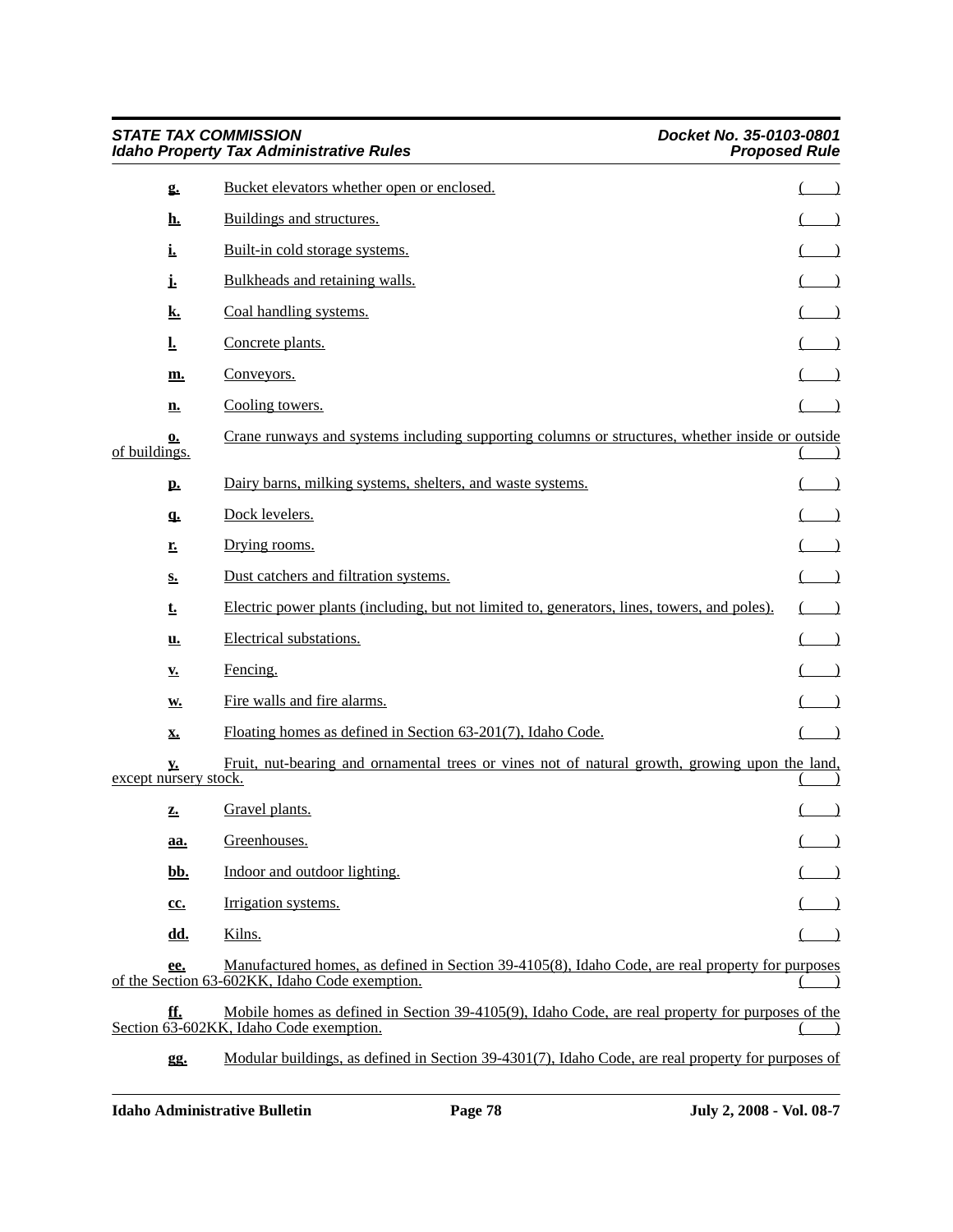**g.** Bucket elevators whether open or enclosed. ( )

**h.** Buildings and structures. ( )

**i.** Built-in cold storage systems. ( )

**j.** Bulkheads and retaining walls. ( )

**k.** Coal handling systems. ( )

**l.** Concrete plants. ( )

**m.** Conveyors. ( )

**n.** Cooling towers. ( )

**o.** Crane runways and systems including supporting columns or structures, whether inside or outside of buildings. ( )

**p.** Dairy barns, milking systems, shelters, and waste systems. ( )

**q.** Dock levelers. ( )

**r.** Drying rooms. ( )

**s.** Dust catchers and filtration systems. ( )

**t.** Electric power plants (including, but not limited to, generators, lines, towers, and poles). ( )

**u.** Electrical substations. ( )

**v.** Fencing. ( )

**w.** Fire walls and fire alarms. ( )

**x.** Floating homes as defined in Section 63-201(7), Idaho Code. ( )

**y.** Fruit, nut-bearing and ornamental trees or vines not of natural growth, growing upon the land, except nursery stock. ( )

**z.** Gravel plants. ( )

**aa.** Greenhouses. ( )

**bb.** Indoor and outdoor lighting. ( )

**cc.** Irrigation systems. ( )

**dd.** Kilns. ( )

**ee.** Manufactured homes, as defined in Section 39-4105(8), Idaho Code, are real property for purposes of the Section 63-602KK, Idaho Code exemption. ( )

**ff.** Mobile homes as defined in Section 39-4105(9), Idaho Code, are real property for purposes of the Section 63-602KK, Idaho Code exemption. ( )

**gg.** Modular buildings, as defined in Section 39-4301(7), Idaho Code, are real property for purposes of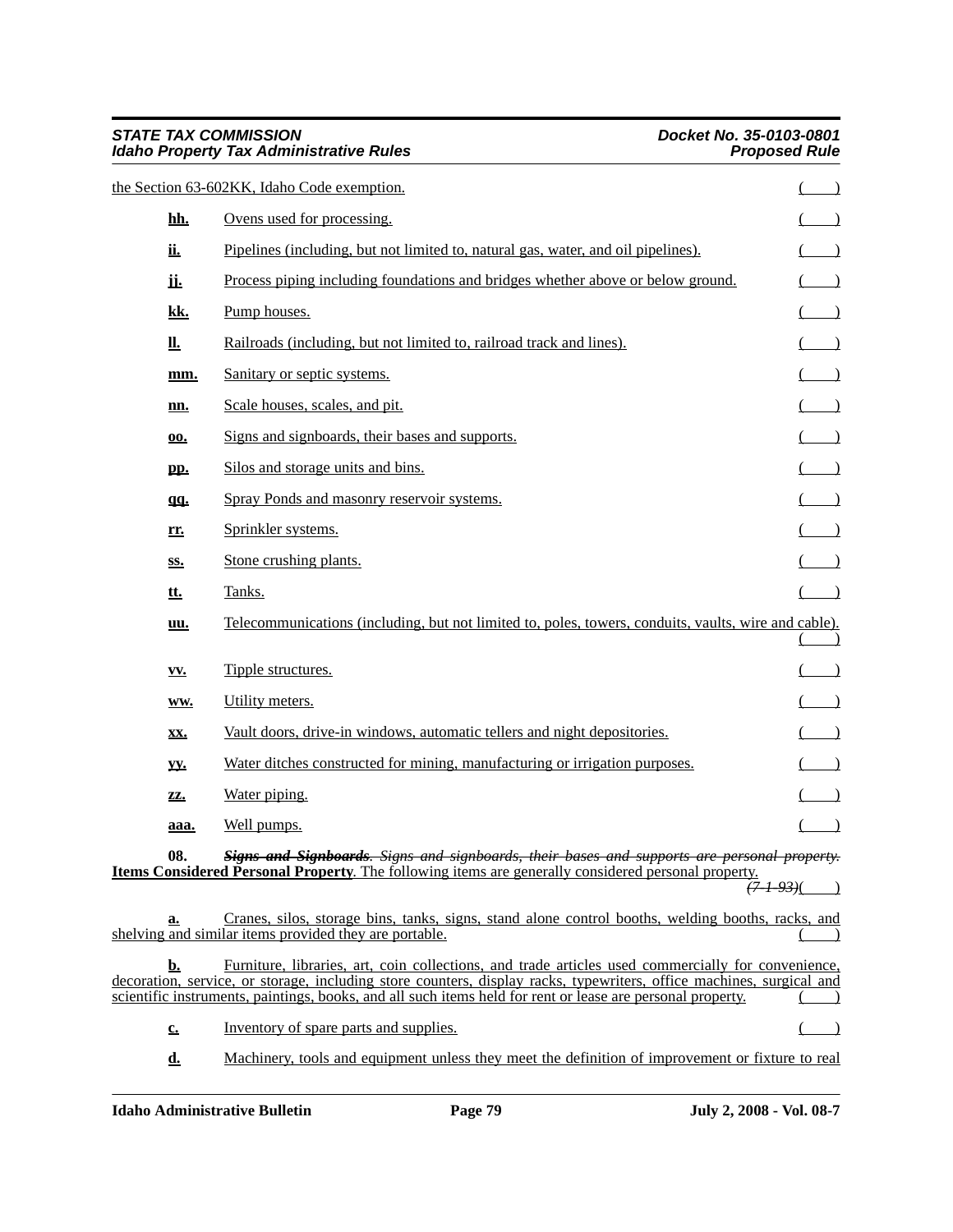the Section 63-602KK, Idaho Code exemption. ( )

**hh.** Ovens used for processing. ( )

**ii.** Pipelines (including, but not limited to, natural gas, water, and oil pipelines). ( )

**jj.** Process piping including foundations and bridges whether above or below ground. ( )

**kk.** Pump houses. ( )

**ll.** Railroads (including, but not limited to, railroad track and lines). ( )

**mm.** Sanitary or septic systems. ( )

**nn.** Scale houses, scales, and pit. ( )

**oo.** Signs and signboards, their bases and supports. ( )

**pp.** Silos and storage units and bins. ( )

**qq.** Spray Ponds and masonry reservoir systems. ( )

**rr.** Sprinkler systems. ( )

**ss.** Stone crushing plants. ( )

**tt.** Tanks. ( )

**uu.** Telecommunications (including, but not limited to, poles, towers, conduits, vaults, wire and cable). ( )

**vv.** Tipple structures. ( )

**ww.** Utility meters. ( )

**xx.** Vault doors, drive-in windows, automatic tellers and night depositories. ( )

**yy.** Water ditches constructed for mining, manufacturing or irrigation purposes. ( )

**zz.** Water piping. ( )

**aaa.** Well pumps. ( )

**08.** ~~***Signs and Signboards***~~~~*. Signs and signboards, their bases and supports are personal property.*~~ **Items Considered Personal Property**. The following items are generally considered personal property. ~~*(7-1-93)*~~( )

**a.** Cranes, silos, storage bins, tanks, signs, stand alone control booths, welding booths, racks, and shelving and similar items provided they are portable. ( )

**b.** Furniture, libraries, art, coin collections, and trade articles used commercially for convenience, decoration, service, or storage, including store counters, display racks, typewriters, office machines, surgical and scientific instruments, paintings, books, and all such items held for rent or lease are personal property. ( )

**c.** Inventory of spare parts and supplies. ( )

**d.** Machinery, tools and equipment unless they meet the definition of improvement or fixture to real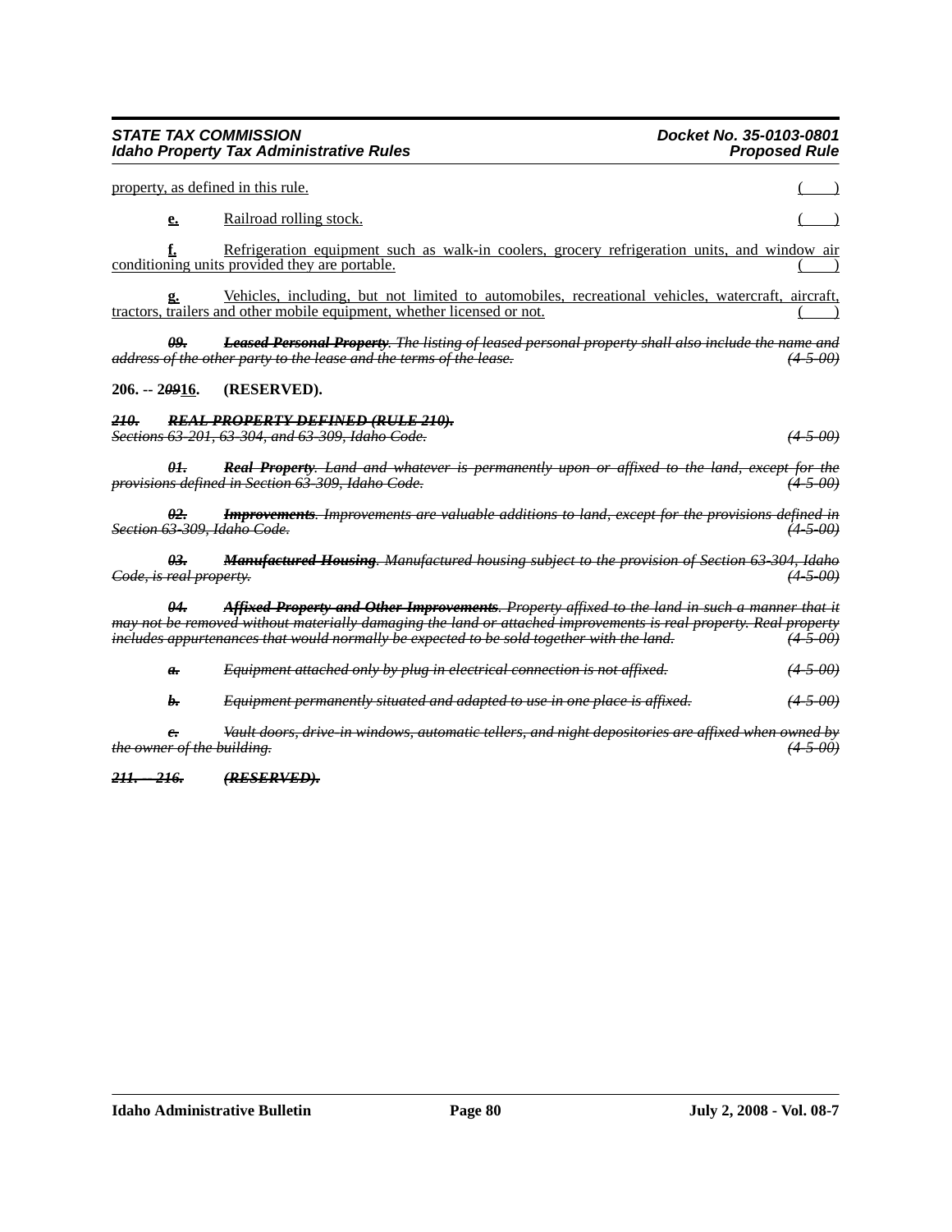property, as defined in this rule. ( )

**e.** Railroad rolling stock. ( )

**f.** Refrigeration equipment such as walk-in coolers, grocery refrigeration units, and window air conditioning units provided they are portable. ( )

**g.** Vehicles, including, but not limited to automobiles, recreational vehicles, watercraft, aircraft, tractors, trailers and other mobile equipment, whether licensed or not. ( )

~~*09. **Leased Personal Property**. The listing of leased personal property shall also include the name and address of the other party to the lease and the terms of the lease. (4-5-00)*~~

**206. -- 2~~09~~16. (RESERVED).**

~~***210. REAL PROPERTY DEFINED (RULE 210).***~~

~~*Sections 63-201, 63-304, and 63-309, Idaho Code. (4-5-00)*~~

~~*01. **Real Property**. Land and whatever is permanently upon or affixed to the land, except for the provisions defined in Section 63-309, Idaho Code. (4-5-00)*~~

~~*02. **Improvements**. Improvements are valuable additions to land, except for the provisions defined in Section 63-309, Idaho Code. (4-5-00)*~~

~~*03. **Manufactured Housing**. Manufactured housing subject to the provision of Section 63-304, Idaho Code, is real property. (4-5-00)*~~

~~*04. **Affixed Property and Other Improvements**. Property affixed to the land in such a manner that it may not be removed without materially damaging the land or attached improvements is real property. Real property includes appurtenances that would normally be expected to be sold together with the land. (4-5-00)*~~

~~*a. Equipment attached only by plug in electrical connection is not affixed. (4-5-00)*~~

~~*b. Equipment permanently situated and adapted to use in one place is affixed. (4-5-00)*~~

~~*c. Vault doors, drive-in windows, automatic tellers, and night depositories are affixed when owned by the owner of the building. (4-5-00)*~~

~~***211. -- 216. (RESERVED).***~~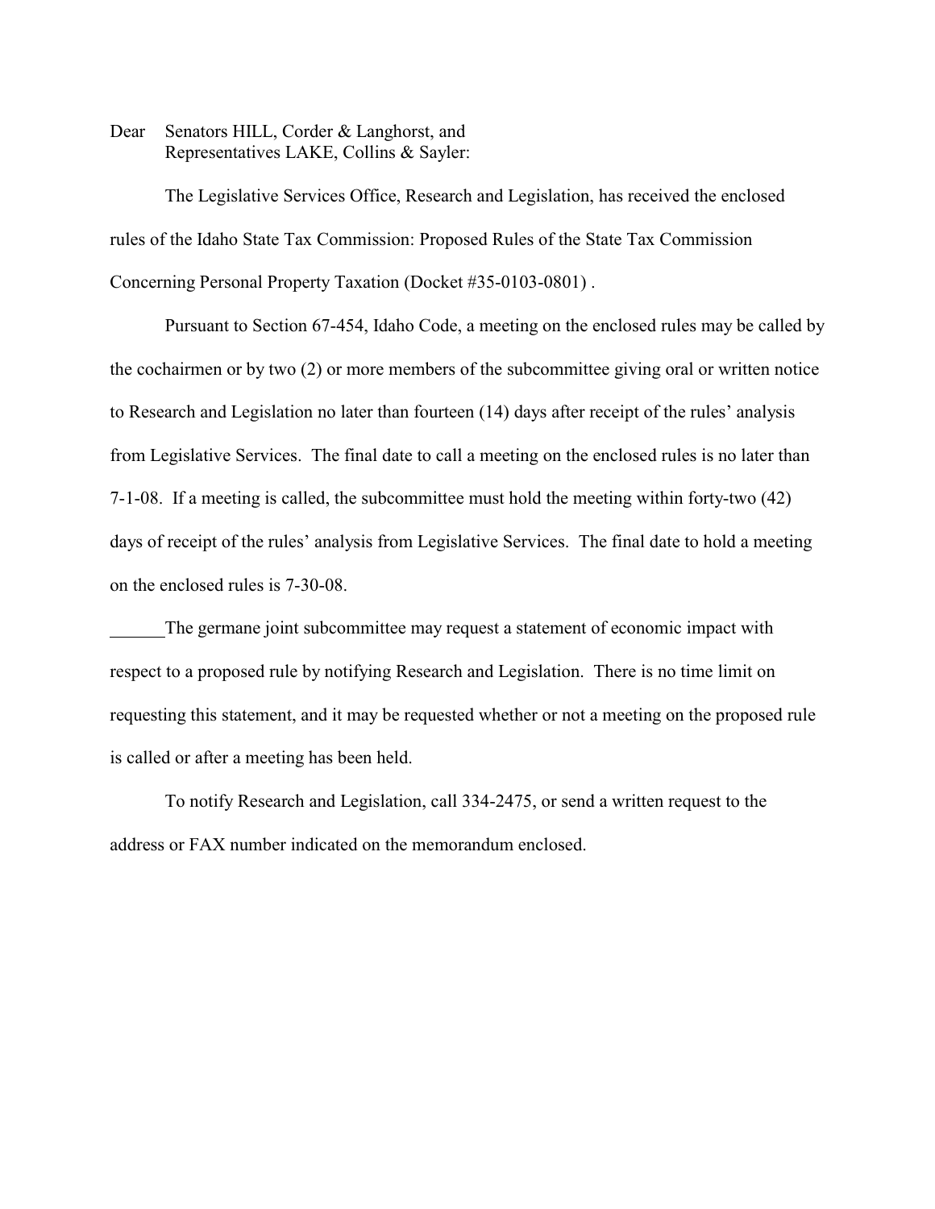Dear Senators HILL, Corder & Langhorst, and
Representatives LAKE, Collins & Sayler:

The Legislative Services Office, Research and Legislation, has received the enclosed rules of the Idaho State Tax Commission: Proposed Rules of the State Tax Commission Concerning Personal Property Taxation (Docket #35-0103-0801) .

Pursuant to Section 67-454, Idaho Code, a meeting on the enclosed rules may be called by the cochairmen or by two (2) or more members of the subcommittee giving oral or written notice to Research and Legislation no later than fourteen (14) days after receipt of the rules' analysis from Legislative Services. The final date to call a meeting on the enclosed rules is no later than 7-1-08. If a meeting is called, the subcommittee must hold the meeting within forty-two (42) days of receipt of the rules' analysis from Legislative Services. The final date to hold a meeting on the enclosed rules is 7-30-08.

______The germane joint subcommittee may request a statement of economic impact with respect to a proposed rule by notifying Research and Legislation. There is no time limit on requesting this statement, and it may be requested whether or not a meeting on the proposed rule is called or after a meeting has been held.

To notify Research and Legislation, call 334-2475, or send a written request to the address or FAX number indicated on the memorandum enclosed.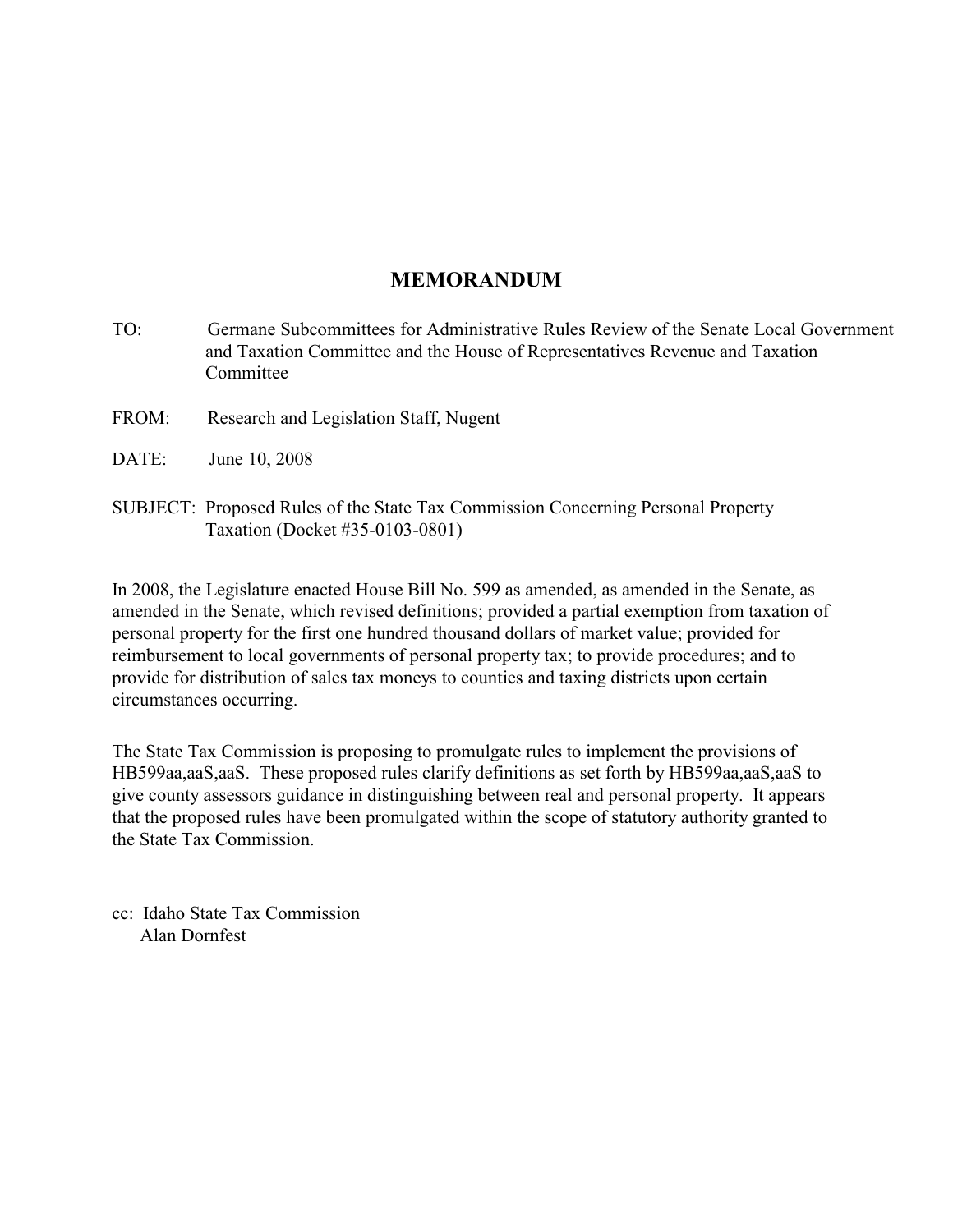# MEMORANDUM

TO: Germane Subcommittees for Administrative Rules Review of the Senate Local Government and Taxation Committee and the House of Representatives Revenue and Taxation Committee

FROM: Research and Legislation Staff, Nugent

DATE: June 10, 2008

SUBJECT: Proposed Rules of the State Tax Commission Concerning Personal Property Taxation (Docket #35-0103-0801)

In 2008, the Legislature enacted House Bill No. 599 as amended, as amended in the Senate, as amended in the Senate, which revised definitions; provided a partial exemption from taxation of personal property for the first one hundred thousand dollars of market value; provided for reimbursement to local governments of personal property tax; to provide procedures; and to provide for distribution of sales tax moneys to counties and taxing districts upon certain circumstances occurring.

The State Tax Commission is proposing to promulgate rules to implement the provisions of HB599aa,aaS,aaS. These proposed rules clarify definitions as set forth by HB599aa,aaS,aaS to give county assessors guidance in distinguishing between real and personal property. It appears that the proposed rules have been promulgated within the scope of statutory authority granted to the State Tax Commission.

cc: Idaho State Tax Commission
Alan Dornfest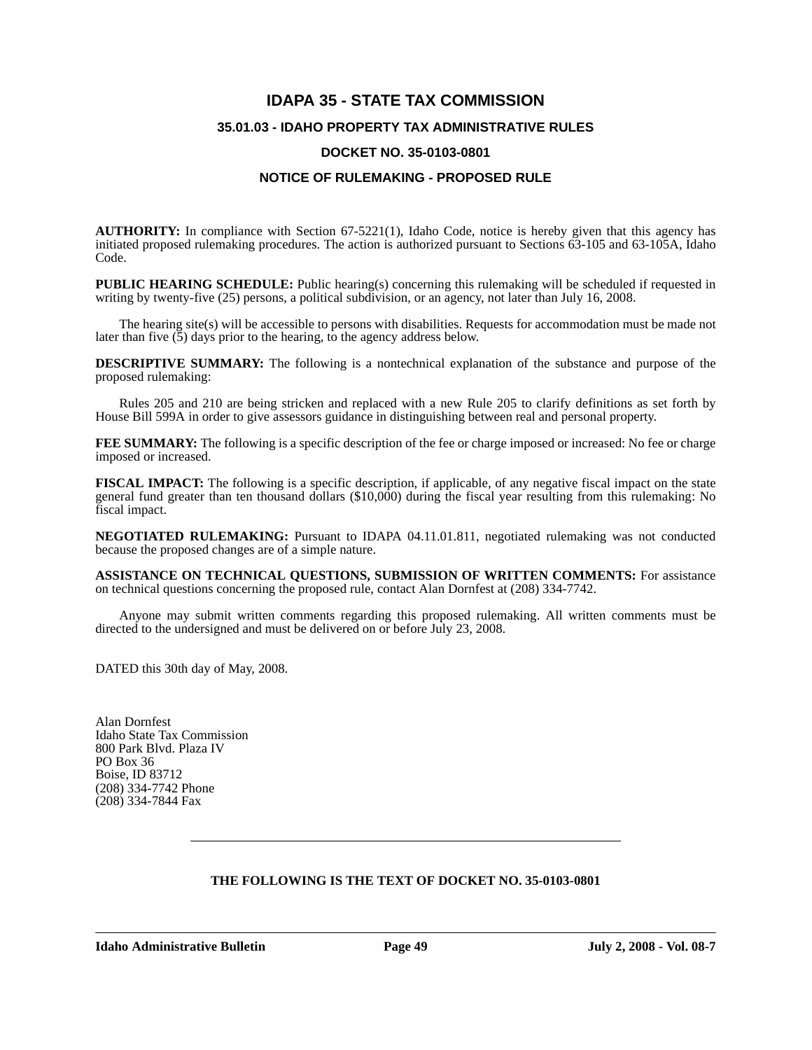# IDAPA 35 - STATE TAX COMMISSION

## 35.01.03 - IDAHO PROPERTY TAX ADMINISTRATIVE RULES

## DOCKET NO. 35-0103-0801

## NOTICE OF RULEMAKING - PROPOSED RULE

**AUTHORITY:** In compliance with Section 67-5221(1), Idaho Code, notice is hereby given that this agency has initiated proposed rulemaking procedures. The action is authorized pursuant to Sections 63-105 and 63-105A, Idaho Code.

**PUBLIC HEARING SCHEDULE:** Public hearing(s) concerning this rulemaking will be scheduled if requested in writing by twenty-five (25) persons, a political subdivision, or an agency, not later than July 16, 2008.

The hearing site(s) will be accessible to persons with disabilities. Requests for accommodation must be made not later than five (5) days prior to the hearing, to the agency address below.

**DESCRIPTIVE SUMMARY:** The following is a nontechnical explanation of the substance and purpose of the proposed rulemaking:

Rules 205 and 210 are being stricken and replaced with a new Rule 205 to clarify definitions as set forth by House Bill 599A in order to give assessors guidance in distinguishing between real and personal property.

**FEE SUMMARY:** The following is a specific description of the fee or charge imposed or increased: No fee or charge imposed or increased.

**FISCAL IMPACT:** The following is a specific description, if applicable, of any negative fiscal impact on the state general fund greater than ten thousand dollars ($10,000) during the fiscal year resulting from this rulemaking: No fiscal impact.

**NEGOTIATED RULEMAKING:** Pursuant to IDAPA 04.11.01.811, negotiated rulemaking was not conducted because the proposed changes are of a simple nature.

**ASSISTANCE ON TECHNICAL QUESTIONS, SUBMISSION OF WRITTEN COMMENTS:** For assistance on technical questions concerning the proposed rule, contact Alan Dornfest at (208) 334-7742.

Anyone may submit written comments regarding this proposed rulemaking. All written comments must be directed to the undersigned and must be delivered on or before July 23, 2008.

DATED this 30th day of May, 2008.

Alan Dornfest
Idaho State Tax Commission
800 Park Blvd. Plaza IV
PO Box 36
Boise, ID 83712
(208) 334-7742 Phone
(208) 334-7844 Fax

---

**THE FOLLOWING IS THE TEXT OF DOCKET NO. 35-0103-0801**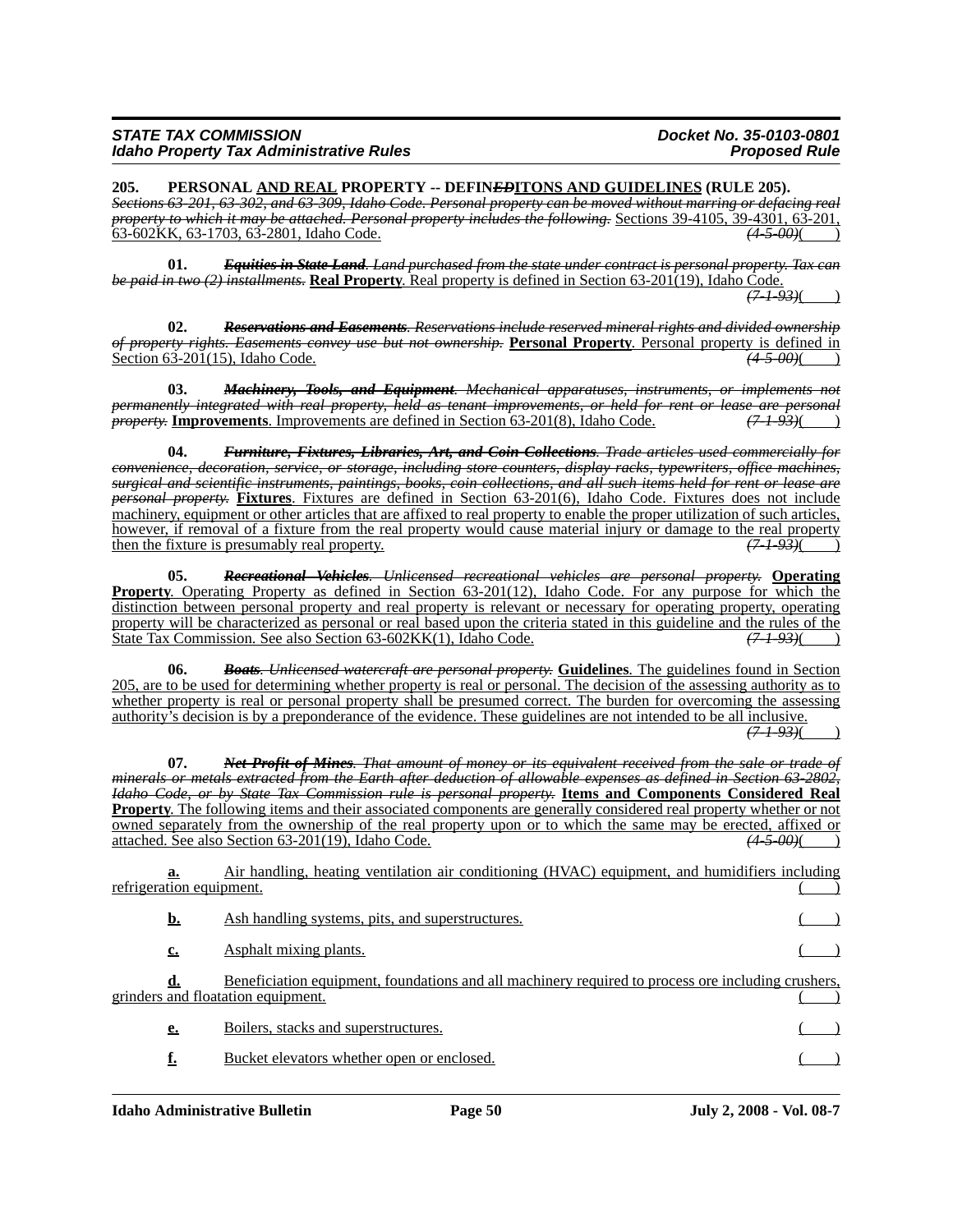**205. PERSONAL AND REAL PROPERTY -- DEFINEDITONS AND GUIDELINES (RULE 205).**

~~*Sections 63-201, 63-302, and 63-309, Idaho Code. Personal property can be moved without marring or defacing real property to which it may be attached. Personal property includes the following.*~~ Sections 39-4105, 39-4301, 63-201, 63-602KK, 63-1703, 63-2801, Idaho Code. ~~*(4-5-00)*~~( )

**01.** ~~***Equities in State Land***. *Land purchased from the state under contract is personal property. Tax can be paid in two (2) installments.*~~ **Real Property**. Real property is defined in Section 63-201(19), Idaho Code. ~~*(7-1-93)*~~( )

**02.** ~~***Reservations and Easements***. *Reservations include reserved mineral rights and divided ownership of property rights. Easements convey use but not ownership.*~~ **Personal Property**. Personal property is defined in Section 63-201(15), Idaho Code. ~~*(4-5-00)*~~( )

**03.** ~~***Machinery, Tools, and Equipment***. *Mechanical apparatuses, instruments, or implements not permanently integrated with real property, held as tenant improvements, or held for rent or lease are personal property.*~~ **Improvements**. Improvements are defined in Section 63-201(8), Idaho Code. ~~*(7-1-93)*~~( )

**04.** ~~***Furniture, Fixtures, Libraries, Art, and Coin Collections***. *Trade articles used commercially for convenience, decoration, service, or storage, including store counters, display racks, typewriters, office machines, surgical and scientific instruments, paintings, books, coin collections, and all such items held for rent or lease are personal property.*~~ **Fixtures**. Fixtures are defined in Section 63-201(6), Idaho Code. Fixtures does not include machinery, equipment or other articles that are affixed to real property to enable the proper utilization of such articles, however, if removal of a fixture from the real property would cause material injury or damage to the real property then the fixture is presumably real property. ~~*(7-1-93)*~~( )

**05.** ~~***Recreational Vehicles***. *Unlicensed recreational vehicles are personal property.*~~ **Operating Property**. Operating Property as defined in Section 63-201(12), Idaho Code. For any purpose for which the distinction between personal property and real property is relevant or necessary for operating property, operating property will be characterized as personal or real based upon the criteria stated in this guideline and the rules of the State Tax Commission. See also Section 63-602KK(1), Idaho Code. ~~*(7-1-93)*~~( )

**06.** ~~***Boats***. *Unlicensed watercraft are personal property.*~~ **Guidelines**. The guidelines found in Section 205, are to be used for determining whether property is real or personal. The decision of the assessing authority as to whether property is real or personal property shall be presumed correct. The burden for overcoming the assessing authority's decision is by a preponderance of the evidence. These guidelines are not intended to be all inclusive. ~~*(7-1-93)*~~( )

**07.** ~~***Net Profit of Mines***. *That amount of money or its equivalent received from the sale or trade of minerals or metals extracted from the Earth after deduction of allowable expenses as defined in Section 63-2802, Idaho Code, or by State Tax Commission rule is personal property.*~~ **Items and Components Considered Real Property**. The following items and their associated components are generally considered real property whether or not owned separately from the ownership of the real property upon or to which the same may be erected, affixed or attached. See also Section 63-201(19), Idaho Code. ~~*(4-5-00)*~~( )

**a.** Air handling, heating ventilation air conditioning (HVAC) equipment, and humidifiers including refrigeration equipment. ( )

**b.** Ash handling systems, pits, and superstructures. ( )

**c.** Asphalt mixing plants. ( )

**d.** Beneficiation equipment, foundations and all machinery required to process ore including crushers, grinders and floatation equipment. ( )

**e.** Boilers, stacks and superstructures. ( )

**f.** Bucket elevators whether open or enclosed. ( )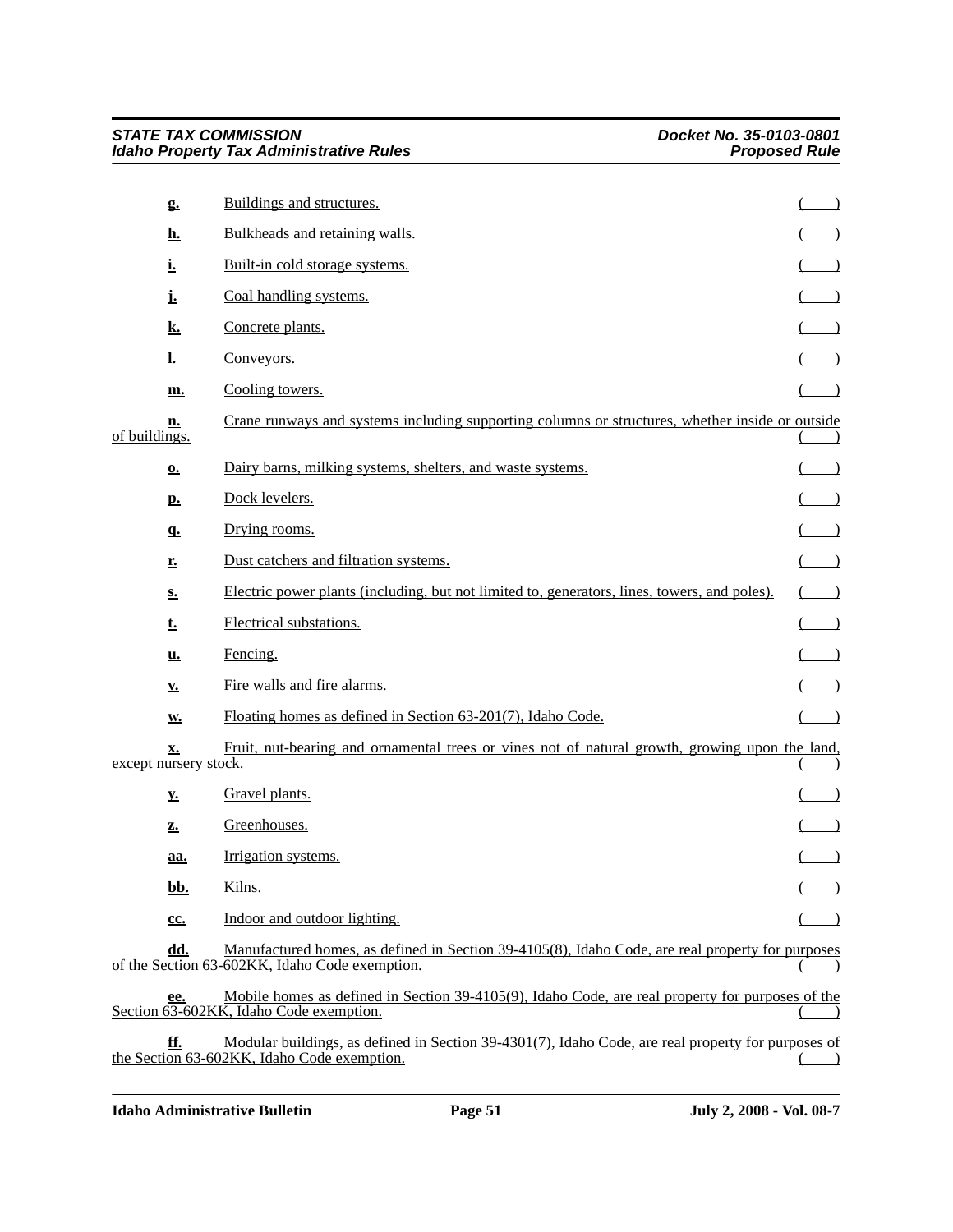g. Buildings and structures. ( )

h. Bulkheads and retaining walls. ( )

i. Built-in cold storage systems. ( )

j. Coal handling systems. ( )

k. Concrete plants. ( )

l. Conveyors. ( )

m. Cooling towers. ( )

n. Crane runways and systems including supporting columns or structures, whether inside or outside of buildings. ( )

o. Dairy barns, milking systems, shelters, and waste systems. ( )

p. Dock levelers. ( )

q. Drying rooms. ( )

r. Dust catchers and filtration systems. ( )

s. Electric power plants (including, but not limited to, generators, lines, towers, and poles). ( )

t. Electrical substations. ( )

u. Fencing. ( )

v. Fire walls and fire alarms. ( )

w. Floating homes as defined in Section 63-201(7), Idaho Code. ( )

x. Fruit, nut-bearing and ornamental trees or vines not of natural growth, growing upon the land, except nursery stock. ( )

y. Gravel plants. ( )

z. Greenhouses. ( )

aa. Irrigation systems. ( )

bb. Kilns. ( )

cc. Indoor and outdoor lighting. ( )

dd. Manufactured homes, as defined in Section 39-4105(8), Idaho Code, are real property for purposes of the Section 63-602KK, Idaho Code exemption. ( )

ee. Mobile homes as defined in Section 39-4105(9), Idaho Code, are real property for purposes of the Section 63-602KK, Idaho Code exemption. ( )

ff. Modular buildings, as defined in Section 39-4301(7), Idaho Code, are real property for purposes of the Section 63-602KK, Idaho Code exemption. ( )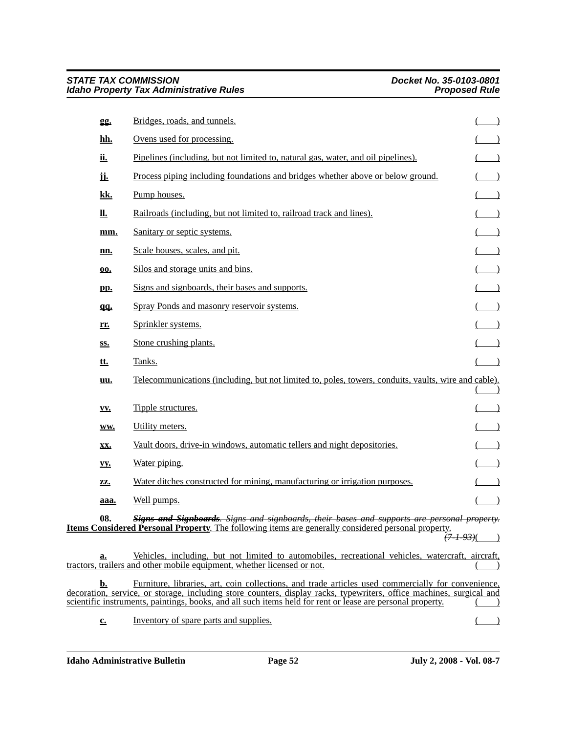**gg.** Bridges, roads, and tunnels. ( )

**hh.** Ovens used for processing. ( )

**ii.** Pipelines (including, but not limited to, natural gas, water, and oil pipelines). ( )

**jj.** Process piping including foundations and bridges whether above or below ground. ( )

**kk.** Pump houses. ( )

**ll.** Railroads (including, but not limited to, railroad track and lines). ( )

**mm.** Sanitary or septic systems. ( )

**nn.** Scale houses, scales, and pit. ( )

**oo.** Silos and storage units and bins. ( )

**pp.** Signs and signboards, their bases and supports. ( )

**qq.** Spray Ponds and masonry reservoir systems. ( )

**rr.** Sprinkler systems. ( )

**ss.** Stone crushing plants. ( )

**tt.** Tanks. ( )

**uu.** Telecommunications (including, but not limited to, poles, towers, conduits, vaults, wire and cable). ( )

**vv.** Tipple structures. ( )

**ww.** Utility meters. ( )

**xx.** Vault doors, drive-in windows, automatic tellers and night depositories. ( )

**yy.** Water piping. ( )

**zz.** Water ditches constructed for mining, manufacturing or irrigation purposes. ( )

**aaa.** Well pumps. ( )

**08.** ~~***Signs and Signboards***. *Signs and signboards, their bases and supports are personal property.*~~ **Items Considered Personal Property**. The following items are generally considered personal property. ~~*(7-1-93)*~~( )

**a.** Vehicles, including, but not limited to automobiles, recreational vehicles, watercraft, aircraft, tractors, trailers and other mobile equipment, whether licensed or not. ( )

**b.** Furniture, libraries, art, coin collections, and trade articles used commercially for convenience, decoration, service, or storage, including store counters, display racks, typewriters, office machines, surgical and scientific instruments, paintings, books, and all such items held for rent or lease are personal property. ( )

**c.** Inventory of spare parts and supplies. ( )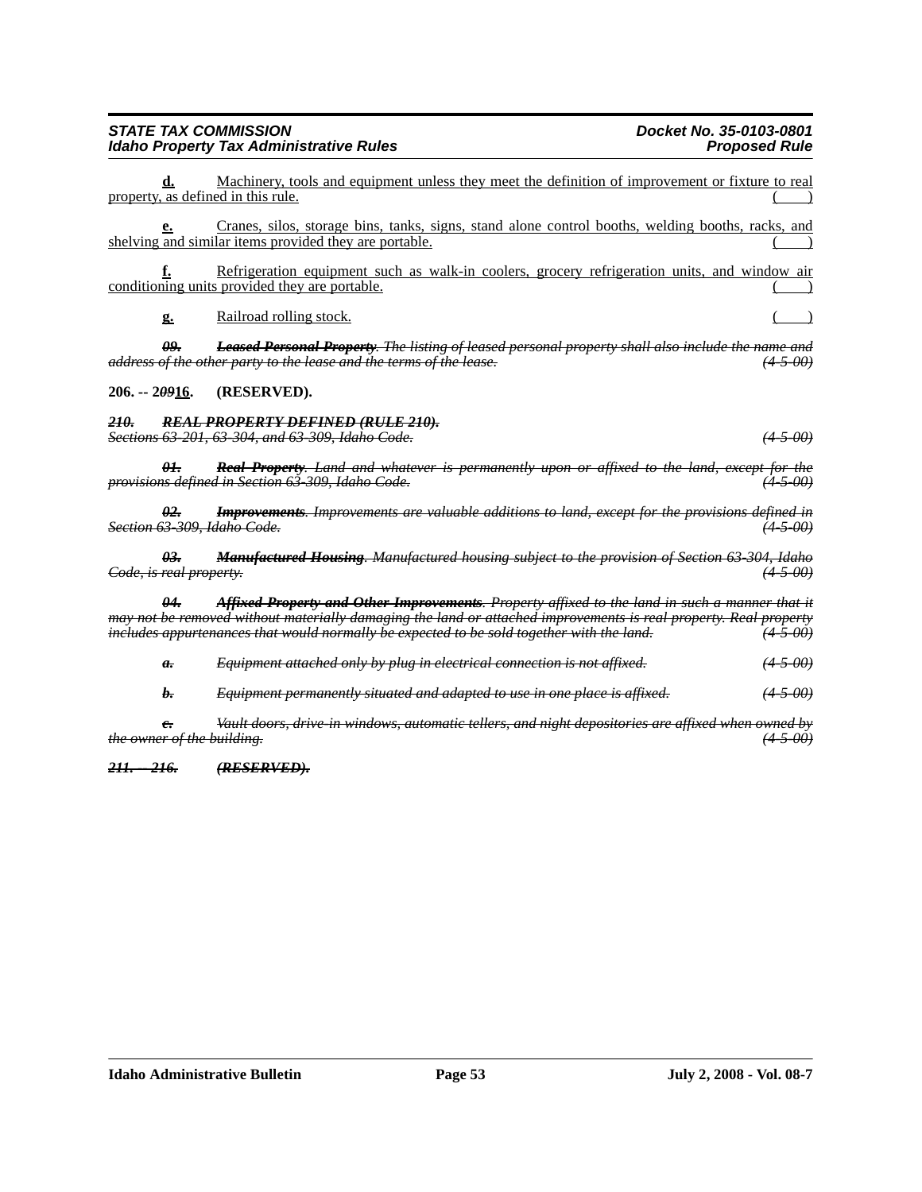**d.** Machinery, tools and equipment unless they meet the definition of improvement or fixture to real property, as defined in this rule. ( )

**e.** Cranes, silos, storage bins, tanks, signs, stand alone control booths, welding booths, racks, and shelving and similar items provided they are portable. ( )

**f.** Refrigeration equipment such as walk-in coolers, grocery refrigeration units, and window air conditioning units provided they are portable. ( )

**g.** Railroad rolling stock. ( )

~~***09.*** ***Leased Personal Property****. The listing of leased personal property shall also include the name and address of the other party to the lease and the terms of the lease.* *(4-5-00)*~~

**206. -- 2~~*09*~~16. (RESERVED).**

~~***210. REAL PROPERTY DEFINED (RULE 210).***~~
~~*Sections 63-201, 63-304, and 63-309, Idaho Code.* *(4-5-00)*~~

~~***01.*** ***Real Property****. Land and whatever is permanently upon or affixed to the land, except for the provisions defined in Section 63-309, Idaho Code.* *(4-5-00)*~~

~~***02.*** ***Improvements****. Improvements are valuable additions to land, except for the provisions defined in Section 63-309, Idaho Code.* *(4-5-00)*~~

~~***03.*** ***Manufactured Housing****. Manufactured housing subject to the provision of Section 63-304, Idaho Code, is real property.* *(4-5-00)*~~

~~***04.*** ***Affixed Property and Other Improvements****. Property affixed to the land in such a manner that it may not be removed without materially damaging the land or attached improvements is real property. Real property includes appurtenances that would normally be expected to be sold together with the land.* *(4-5-00)*~~

~~***a.*** *Equipment attached only by plug in electrical connection is not affixed.* *(4-5-00)*~~

~~***b.*** *Equipment permanently situated and adapted to use in one place is affixed.* *(4-5-00)*~~

~~***c.*** *Vault doors, drive-in windows, automatic tellers, and night depositories are affixed when owned by the owner of the building.* *(4-5-00)*~~

~~***211. -- 216. (RESERVED).***~~